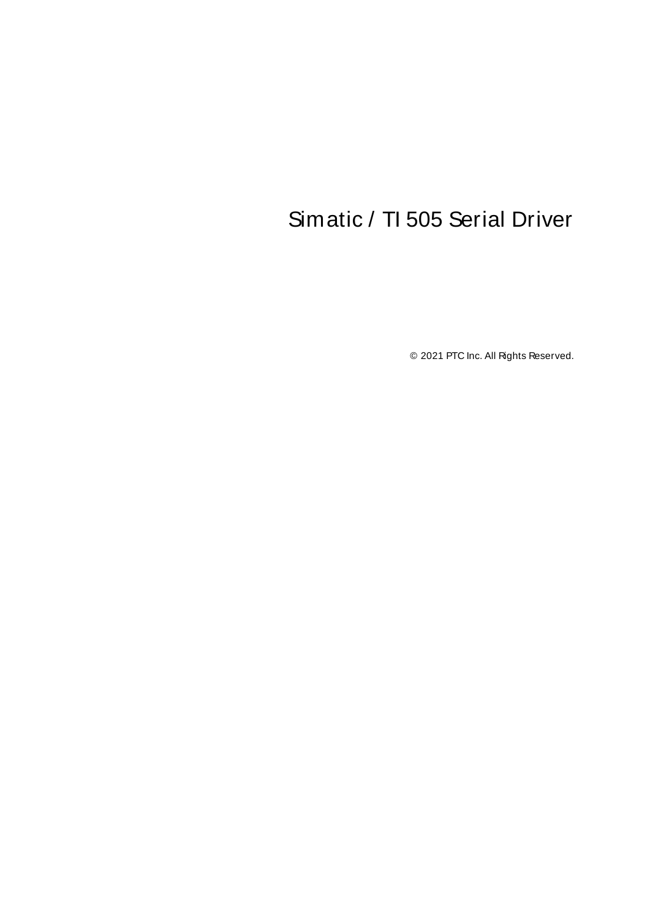# Simatic / TI 505 Serial Driver

© 2021 PTC Inc. All Rights Reserved.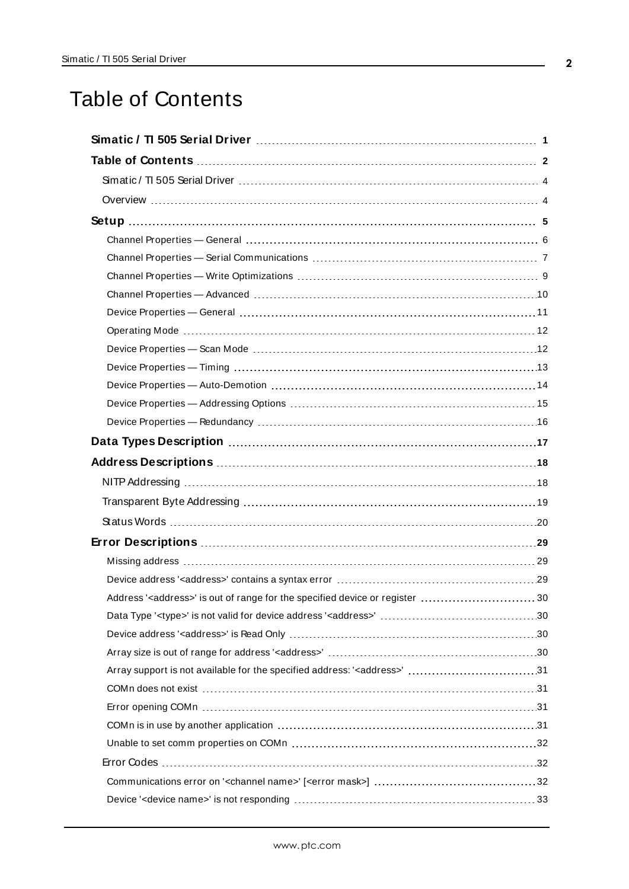# Table of Contents

**Simatic / TI 505 Serial Driver** 1

**Table of Contents** 2

- Simatic / TI 505 Serial Driver 4
- Overview 4

**Setup** 5

- Channel Properties — General 6
- Channel Properties — Serial Communications 7
- Channel Properties — Write Optimizations 9
- Channel Properties — Advanced 10
- Device Properties — General 11
- Operating Mode 12
- Device Properties — Scan Mode 12
- Device Properties — Timing 13
- Device Properties — Auto-Demotion 14
- Device Properties — Addressing Options 15
- Device Properties — Redundancy 16

**Data Types Description** 17

**Address Descriptions** 18

- NITP Addressing 18
- Transparent Byte Addressing 19
- Status Words 20

**Error Descriptions** 29

- Missing address 29
- Device address '<address>' contains a syntax error 29
- Address '<address>' is out of range for the specified device or register 30
- Data Type '<type>' is not valid for device address '<address>' 30
- Device address '<address>' is Read Only 30
- Array size is out of range for address '<address>' 30
- Array support is not available for the specified address: '<address>' 31
- COMn does not exist 31
- Error opening COMn 31
- COMn is in use by another application 31
- Unable to set comm properties on COMn 32
- Error Codes 32
- Communications error on '<channel name>' [<error mask>] 32
- Device '<device name>' is not responding 33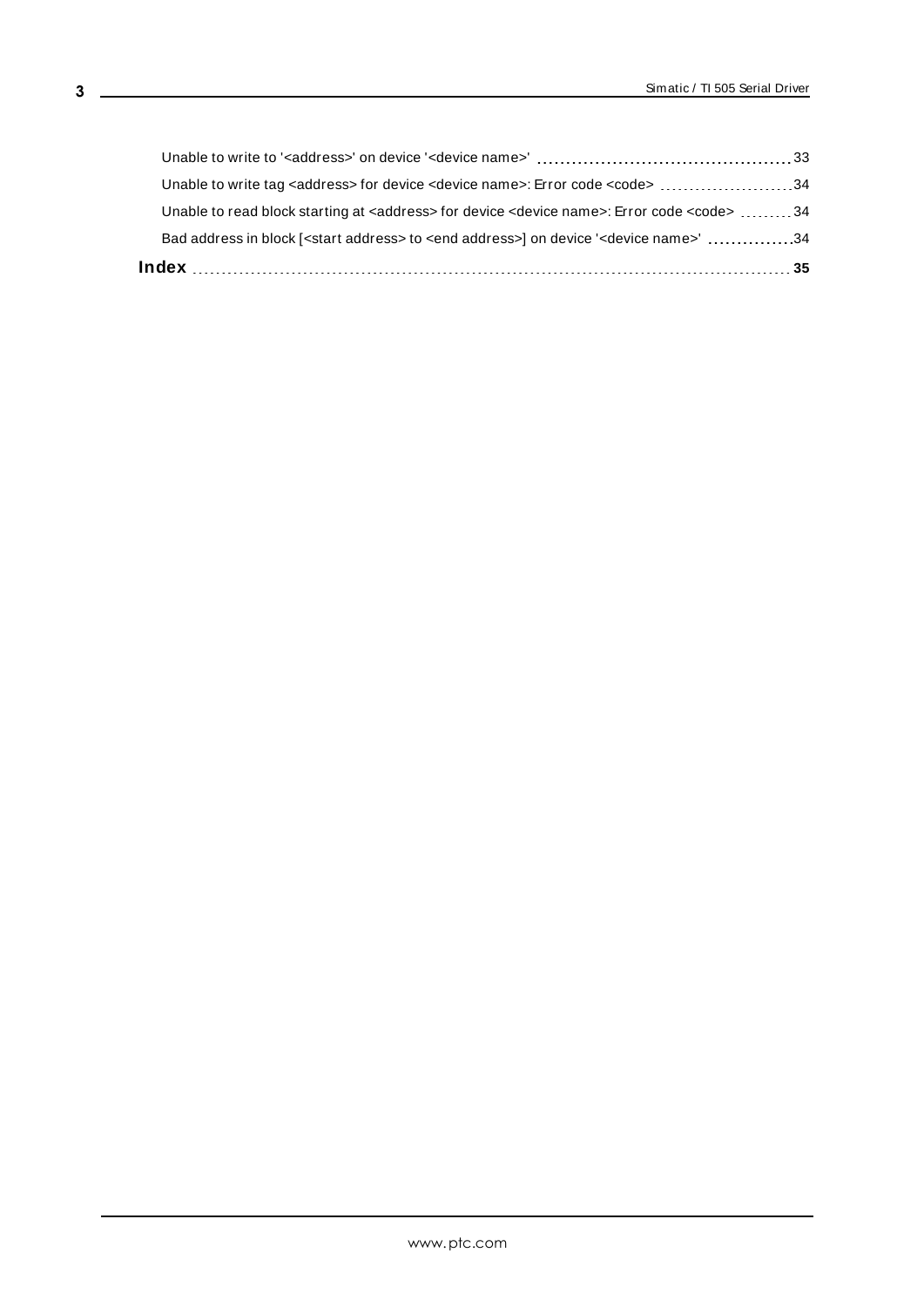Unable to write to '<address>' on device '<device name>' 33

Unable to write tag <address> for device <device name>: Error code <code> 34

Unable to read block starting at <address> for device <device name>: Error code <code> 34

Bad address in block [<start address> to <end address>] on device '<device name>' 34

**Index** 35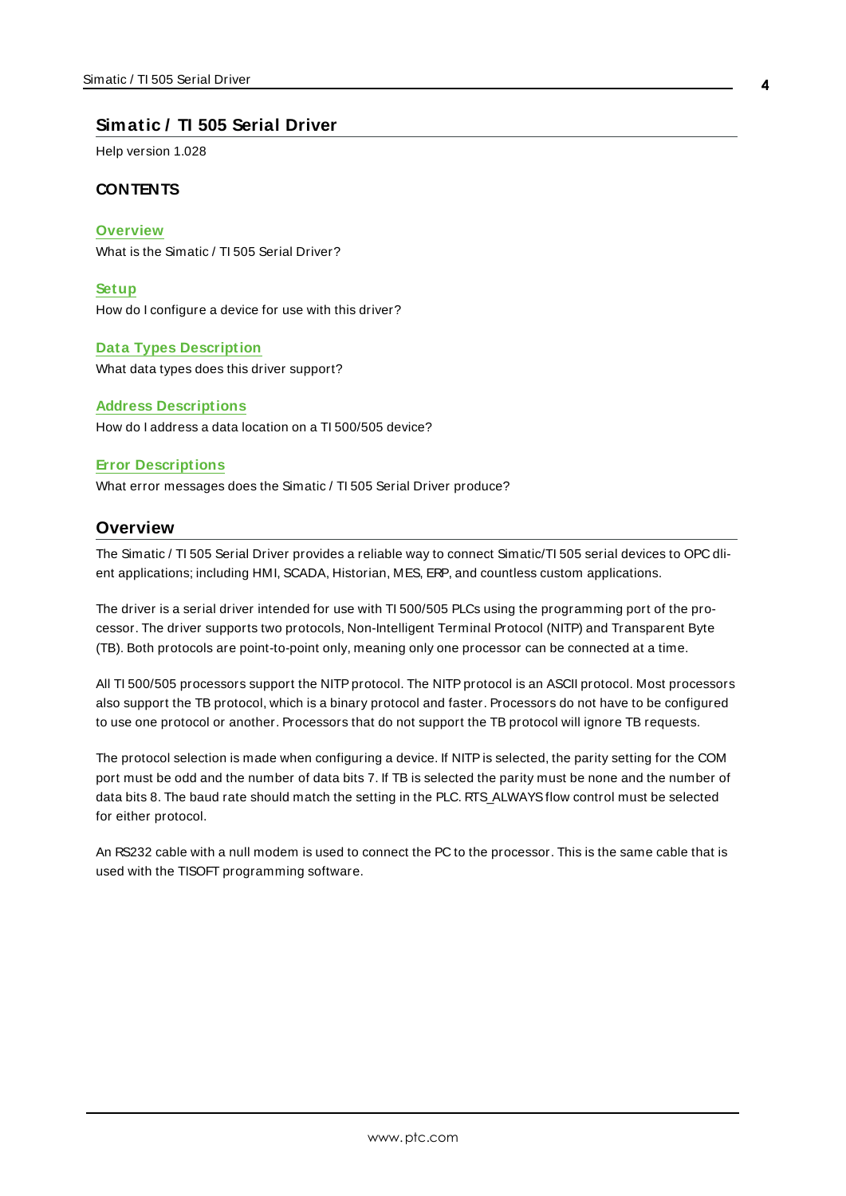# Simatic / TI 505 Serial Driver

Help version 1.028

## CONTENTS

**Overview**
What is the Simatic / TI 505 Serial Driver?

**Setup**
How do I configure a device for use with this driver?

**Data Types Description**
What data types does this driver support?

**Address Descriptions**
How do I address a data location on a TI 500/505 device?

**Error Descriptions**
What error messages does the Simatic / TI 505 Serial Driver produce?

## Overview

The Simatic / TI 505 Serial Driver provides a reliable way to connect Simatic/TI 505 serial devices to OPC client applications; including HMI, SCADA, Historian, MES, ERP, and countless custom applications.

The driver is a serial driver intended for use with TI 500/505 PLCs using the programming port of the processor. The driver supports two protocols, Non-Intelligent Terminal Protocol (NITP) and Transparent Byte (TB). Both protocols are point-to-point only, meaning only one processor can be connected at a time.

All TI 500/505 processors support the NITP protocol. The NITP protocol is an ASCII protocol. Most processors also support the TB protocol, which is a binary protocol and faster. Processors do not have to be configured to use one protocol or another. Processors that do not support the TB protocol will ignore TB requests.

The protocol selection is made when configuring a device. If NITP is selected, the parity setting for the COM port must be odd and the number of data bits 7. If TB is selected the parity must be none and the number of data bits 8. The baud rate should match the setting in the PLC. RTS_ALWAYS flow control must be selected for either protocol.

An RS232 cable with a null modem is used to connect the PC to the processor. This is the same cable that is used with the TISOFT programming software.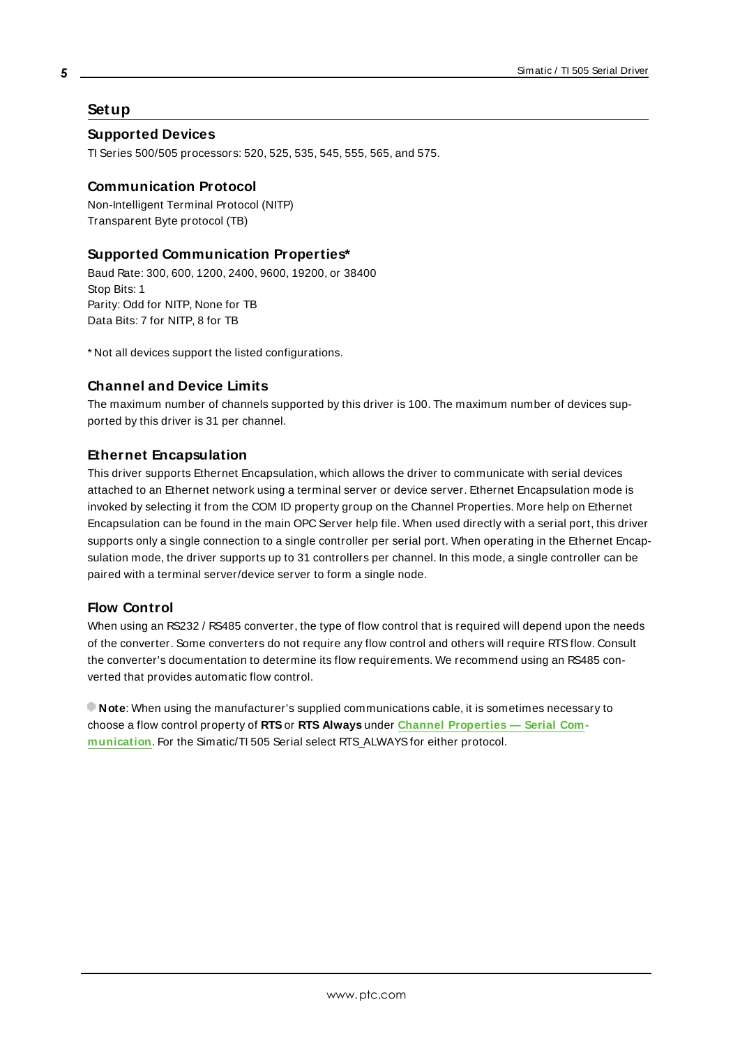# Setup

## Supported Devices

TI Series 500/505 processors: 520, 525, 535, 545, 555, 565, and 575.

## Communication Protocol

Non-Intelligent Terminal Protocol (NITP)
Transparent Byte protocol (TB)

## Supported Communication Properties*

Baud Rate: 300, 600, 1200, 2400, 9600, 19200, or 38400
Stop Bits: 1
Parity: Odd for NITP, None for TB
Data Bits: 7 for NITP, 8 for TB

* Not all devices support the listed configurations.

## Channel and Device Limits

The maximum number of channels supported by this driver is 100. The maximum number of devices supported by this driver is 31 per channel.

## Ethernet Encapsulation

This driver supports Ethernet Encapsulation, which allows the driver to communicate with serial devices attached to an Ethernet network using a terminal server or device server. Ethernet Encapsulation mode is invoked by selecting it from the COM ID property group on the Channel Properties. More help on Ethernet Encapsulation can be found in the main OPC Server help file. When used directly with a serial port, this driver supports only a single connection to a single controller per serial port. When operating in the Ethernet Encapsulation mode, the driver supports up to 31 controllers per channel. In this mode, a single controller can be paired with a terminal server/device server to form a single node.

## Flow Control

When using an RS232 / RS485 converter, the type of flow control that is required will depend upon the needs of the converter. Some converters do not require any flow control and others will require RTS flow. Consult the converter's documentation to determine its flow requirements. We recommend using an RS485 converted that provides automatic flow control.

**Note**: When using the manufacturer's supplied communications cable, it is sometimes necessary to choose a flow control property of **RTS** or **RTS Always** under **Channel Properties — Serial Communication**. For the Simatic/TI 505 Serial select RTS_ALWAYS for either protocol.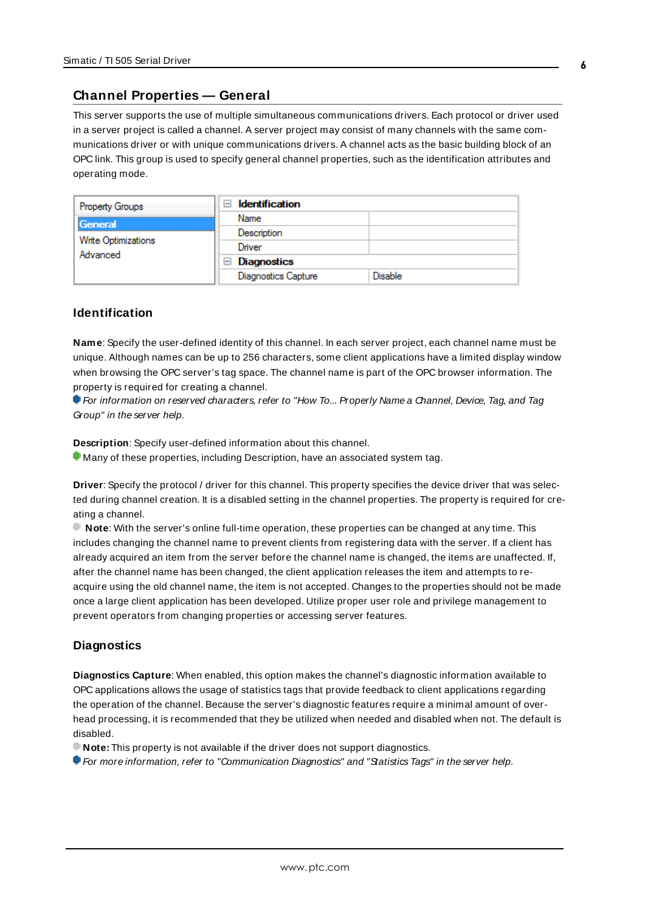## Channel Properties — General

This server supports the use of multiple simultaneous communications drivers. Each protocol or driver used in a server project is called a channel. A server project may consist of many channels with the same communications driver or with unique communications drivers. A channel acts as the basic building block of an OPC link. This group is used to specify general channel properties, such as the identification attributes and operating mode.

| Property Groups | Identification | |
|---|---|---|
| General | Name | |
| Write Optimizations | Description | |
| Advanced | Driver | |
| | Diagnostics | |
| | Diagnostics Capture | Disable |

### Identification

**Name**: Specify the user-defined identity of this channel. In each server project, each channel name must be unique. Although names can be up to 256 characters, some client applications have a limited display window when browsing the OPC server's tag space. The channel name is part of the OPC browser information. The property is required for creating a channel.

*For information on reserved characters, refer to "How To... Properly Name a Channel, Device, Tag, and Tag Group" in the server help.*

**Description**: Specify user-defined information about this channel.

Many of these properties, including Description, have an associated system tag.

**Driver**: Specify the protocol / driver for this channel. This property specifies the device driver that was selected during channel creation. It is a disabled setting in the channel properties. The property is required for creating a channel.

**Note**: With the server's online full-time operation, these properties can be changed at any time. This includes changing the channel name to prevent clients from registering data with the server. If a client has already acquired an item from the server before the channel name is changed, the items are unaffected. If, after the channel name has been changed, the client application releases the item and attempts to re-acquire using the old channel name, the item is not accepted. Changes to the properties should not be made once a large client application has been developed. Utilize proper user role and privilege management to prevent operators from changing properties or accessing server features.

### Diagnostics

**Diagnostics Capture**: When enabled, this option makes the channel's diagnostic information available to OPC applications allows the usage of statistics tags that provide feedback to client applications regarding the operation of the channel. Because the server's diagnostic features require a minimal amount of overhead processing, it is recommended that they be utilized when needed and disabled when not. The default is disabled.

**Note:** This property is not available if the driver does not support diagnostics.

*For more information, refer to "Communication Diagnostics" and "Statistics Tags" in the server help.*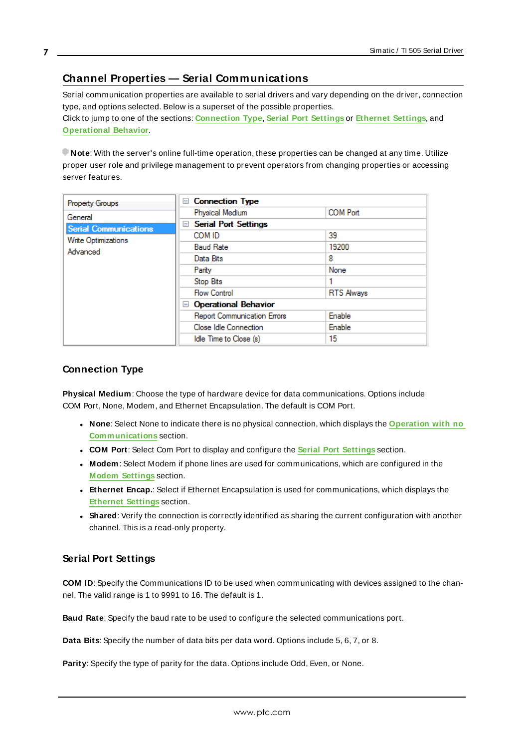## Channel Properties — Serial Communications

Serial communication properties are available to serial drivers and vary depending on the driver, connection type, and options selected. Below is a superset of the possible properties.
Click to jump to one of the sections: **Connection Type**, **Serial Port Settings** or **Ethernet Settings**, and **Operational Behavior**.

**Note**: With the server's online full-time operation, these properties can be changed at any time. Utilize proper user role and privilege management to prevent operators from changing properties or accessing server features.

| Property Groups | | |
|---|---|---|
| General | **Connection Type** | |
| **Serial Communications** | Physical Medium | COM Port |
| Write Optimizations | **Serial Port Settings** | |
| Advanced | COM ID | 39 |
| | Baud Rate | 19200 |
| | Data Bits | 8 |
| | Parity | None |
| | Stop Bits | 1 |
| | Flow Control | RTS Always |
| | **Operational Behavior** | |
| | Report Communication Errors | Enable |
| | Close Idle Connection | Enable |
| | Idle Time to Close (s) | 15 |

### Connection Type

**Physical Medium**: Choose the type of hardware device for data communications. Options include COM Port, None, Modem, and Ethernet Encapsulation. The default is COM Port.

- **None**: Select None to indicate there is no physical connection, which displays the **Operation with no Communications** section.
- **COM Port**: Select Com Port to display and configure the **Serial Port Settings** section.
- **Modem**: Select Modem if phone lines are used for communications, which are configured in the **Modem Settings** section.
- **Ethernet Encap.**: Select if Ethernet Encapsulation is used for communications, which displays the **Ethernet Settings** section.
- **Shared**: Verify the connection is correctly identified as sharing the current configuration with another channel. This is a read-only property.

### Serial Port Settings

**COM ID**: Specify the Communications ID to be used when communicating with devices assigned to the channel. The valid range is 1 to 9991 to 16. The default is 1.

**Baud Rate**: Specify the baud rate to be used to configure the selected communications port.

**Data Bits**: Specify the number of data bits per data word. Options include 5, 6, 7, or 8.

**Parity**: Specify the type of parity for the data. Options include Odd, Even, or None.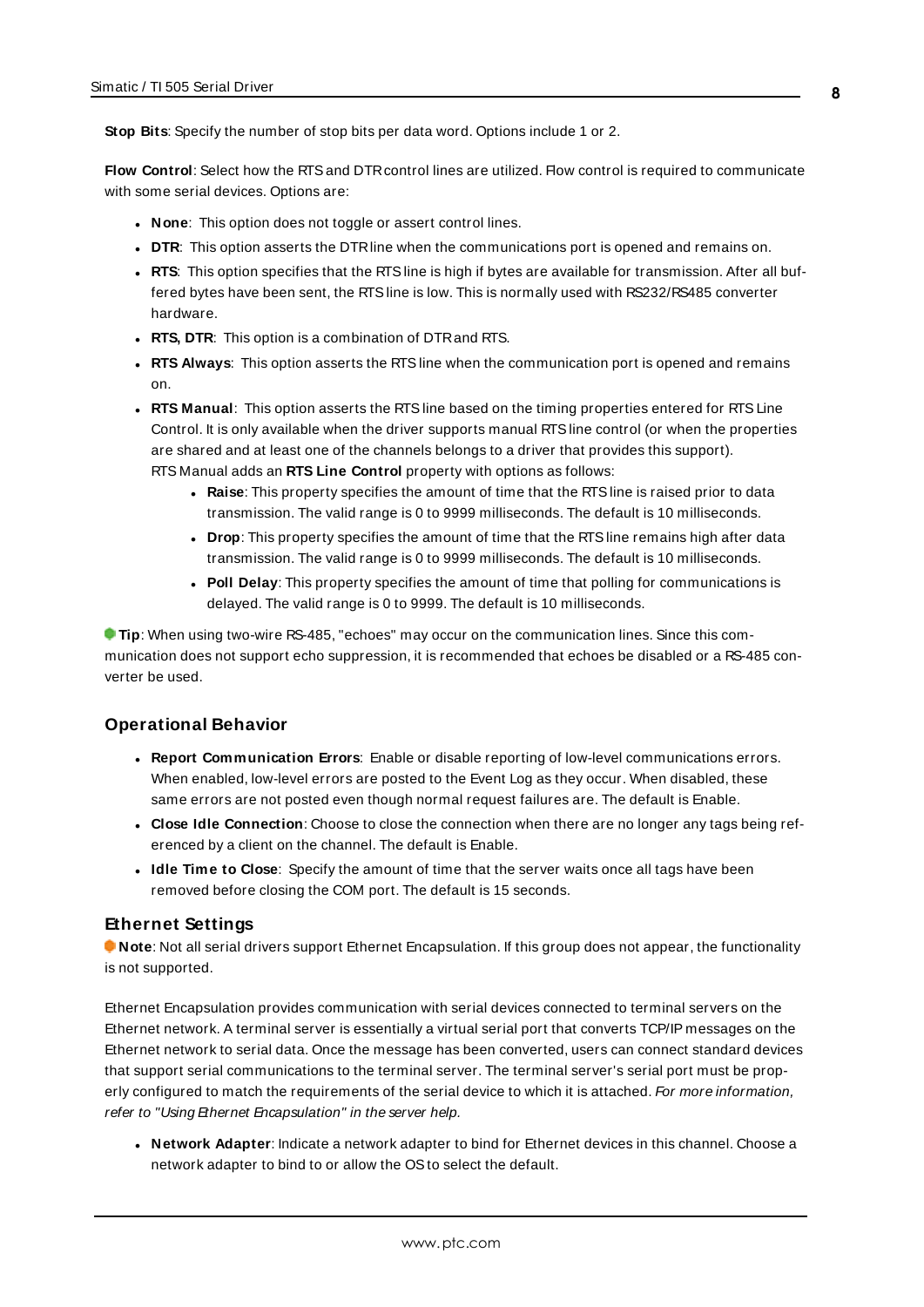**Stop Bits**: Specify the number of stop bits per data word. Options include 1 or 2.

**Flow Control**: Select how the RTS and DTR control lines are utilized. Flow control is required to communicate with some serial devices. Options are:

- **None**: This option does not toggle or assert control lines.
- **DTR**: This option asserts the DTR line when the communications port is opened and remains on.
- **RTS**: This option specifies that the RTS line is high if bytes are available for transmission. After all buffered bytes have been sent, the RTS line is low. This is normally used with RS232/RS485 converter hardware.
- **RTS, DTR**: This option is a combination of DTR and RTS.
- **RTS Always**: This option asserts the RTS line when the communication port is opened and remains on.
- **RTS Manual**: This option asserts the RTS line based on the timing properties entered for RTS Line Control. It is only available when the driver supports manual RTS line control (or when the properties are shared and at least one of the channels belongs to a driver that provides this support). RTS Manual adds an **RTS Line Control** property with options as follows:
  - **Raise**: This property specifies the amount of time that the RTS line is raised prior to data transmission. The valid range is 0 to 9999 milliseconds. The default is 10 milliseconds.
  - **Drop**: This property specifies the amount of time that the RTS line remains high after data transmission. The valid range is 0 to 9999 milliseconds. The default is 10 milliseconds.
  - **Poll Delay**: This property specifies the amount of time that polling for communications is delayed. The valid range is 0 to 9999. The default is 10 milliseconds.

**Tip**: When using two-wire RS-485, "echoes" may occur on the communication lines. Since this communication does not support echo suppression, it is recommended that echoes be disabled or a RS-485 converter be used.

## Operational Behavior

- **Report Communication Errors**: Enable or disable reporting of low-level communications errors. When enabled, low-level errors are posted to the Event Log as they occur. When disabled, these same errors are not posted even though normal request failures are. The default is Enable.
- **Close Idle Connection**: Choose to close the connection when there are no longer any tags being referenced by a client on the channel. The default is Enable.
- **Idle Time to Close**: Specify the amount of time that the server waits once all tags have been removed before closing the COM port. The default is 15 seconds.

## Ethernet Settings

**Note**: Not all serial drivers support Ethernet Encapsulation. If this group does not appear, the functionality is not supported.

Ethernet Encapsulation provides communication with serial devices connected to terminal servers on the Ethernet network. A terminal server is essentially a virtual serial port that converts TCP/IP messages on the Ethernet network to serial data. Once the message has been converted, users can connect standard devices that support serial communications to the terminal server. The terminal server's serial port must be properly configured to match the requirements of the serial device to which it is attached. *For more information, refer to "Using Ethernet Encapsulation" in the server help.*

- **Network Adapter**: Indicate a network adapter to bind for Ethernet devices in this channel. Choose a network adapter to bind to or allow the OS to select the default.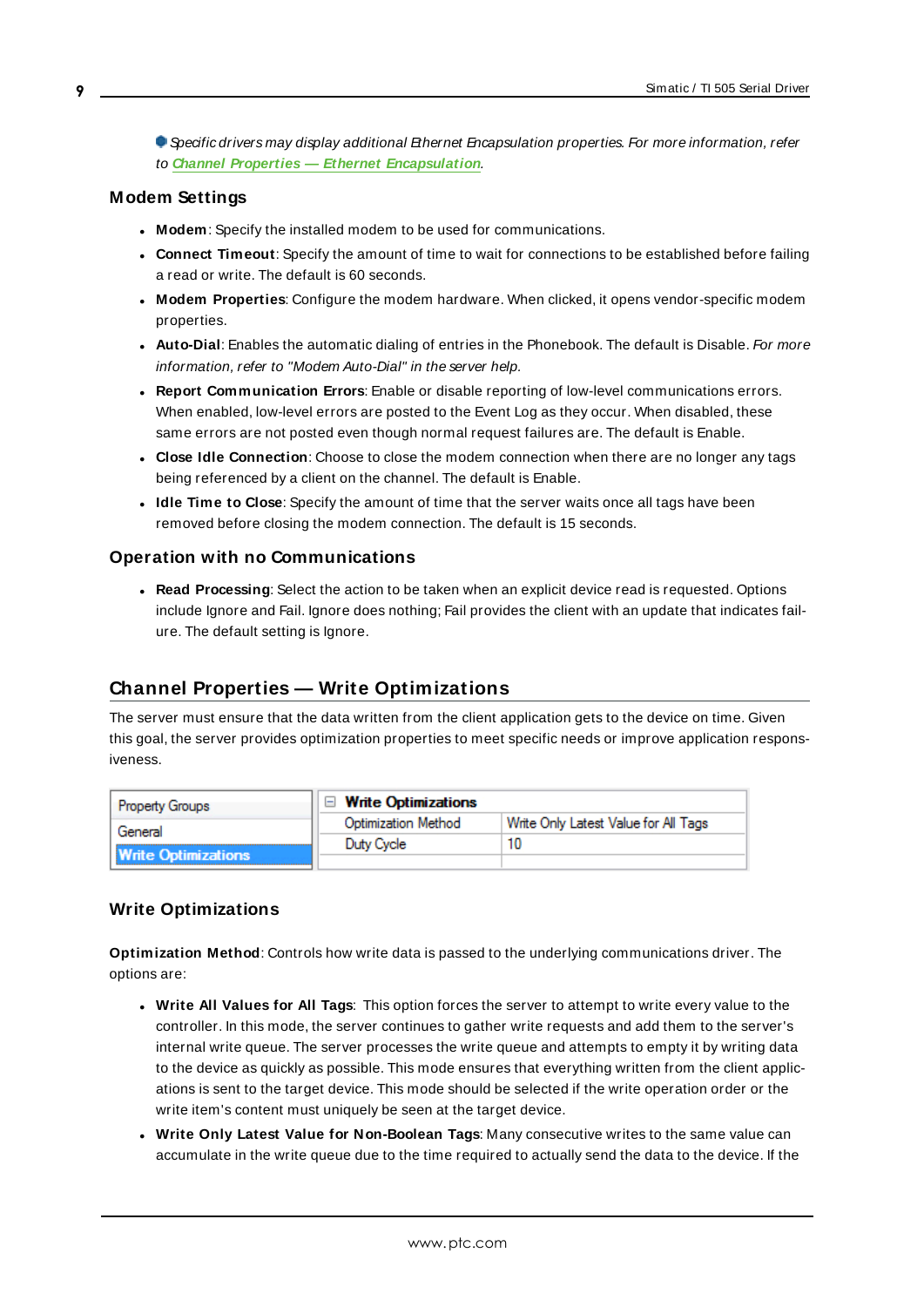Specific drivers may display additional Ethernet Encapsulation properties. For more information, refer to **Channel Properties — Ethernet Encapsulation**.

### Modem Settings

- **Modem**: Specify the installed modem to be used for communications.
- **Connect Timeout**: Specify the amount of time to wait for connections to be established before failing a read or write. The default is 60 seconds.
- **Modem Properties**: Configure the modem hardware. When clicked, it opens vendor-specific modem properties.
- **Auto-Dial**: Enables the automatic dialing of entries in the Phonebook. The default is Disable. *For more information, refer to "Modem Auto-Dial" in the server help.*
- **Report Communication Errors**: Enable or disable reporting of low-level communications errors. When enabled, low-level errors are posted to the Event Log as they occur. When disabled, these same errors are not posted even though normal request failures are. The default is Enable.
- **Close Idle Connection**: Choose to close the modem connection when there are no longer any tags being referenced by a client on the channel. The default is Enable.
- **Idle Time to Close**: Specify the amount of time that the server waits once all tags have been removed before closing the modem connection. The default is 15 seconds.

### Operation with no Communications

- **Read Processing**: Select the action to be taken when an explicit device read is requested. Options include Ignore and Fail. Ignore does nothing; Fail provides the client with an update that indicates failure. The default setting is Ignore.

## Channel Properties — Write Optimizations

The server must ensure that the data written from the client application gets to the device on time. Given this goal, the server provides optimization properties to meet specific needs or improve application responsiveness.

| Property Groups | Write Optimizations | |
|---|---|---|
| General | Optimization Method | Write Only Latest Value for All Tags |
| **Write Optimizations** | Duty Cycle | 10 |

### Write Optimizations

**Optimization Method**: Controls how write data is passed to the underlying communications driver. The options are:

- **Write All Values for All Tags**: This option forces the server to attempt to write every value to the controller. In this mode, the server continues to gather write requests and add them to the server's internal write queue. The server processes the write queue and attempts to empty it by writing data to the device as quickly as possible. This mode ensures that everything written from the client applications is sent to the target device. This mode should be selected if the write operation order or the write item's content must uniquely be seen at the target device.
- **Write Only Latest Value for Non-Boolean Tags**: Many consecutive writes to the same value can accumulate in the write queue due to the time required to actually send the data to the device. If the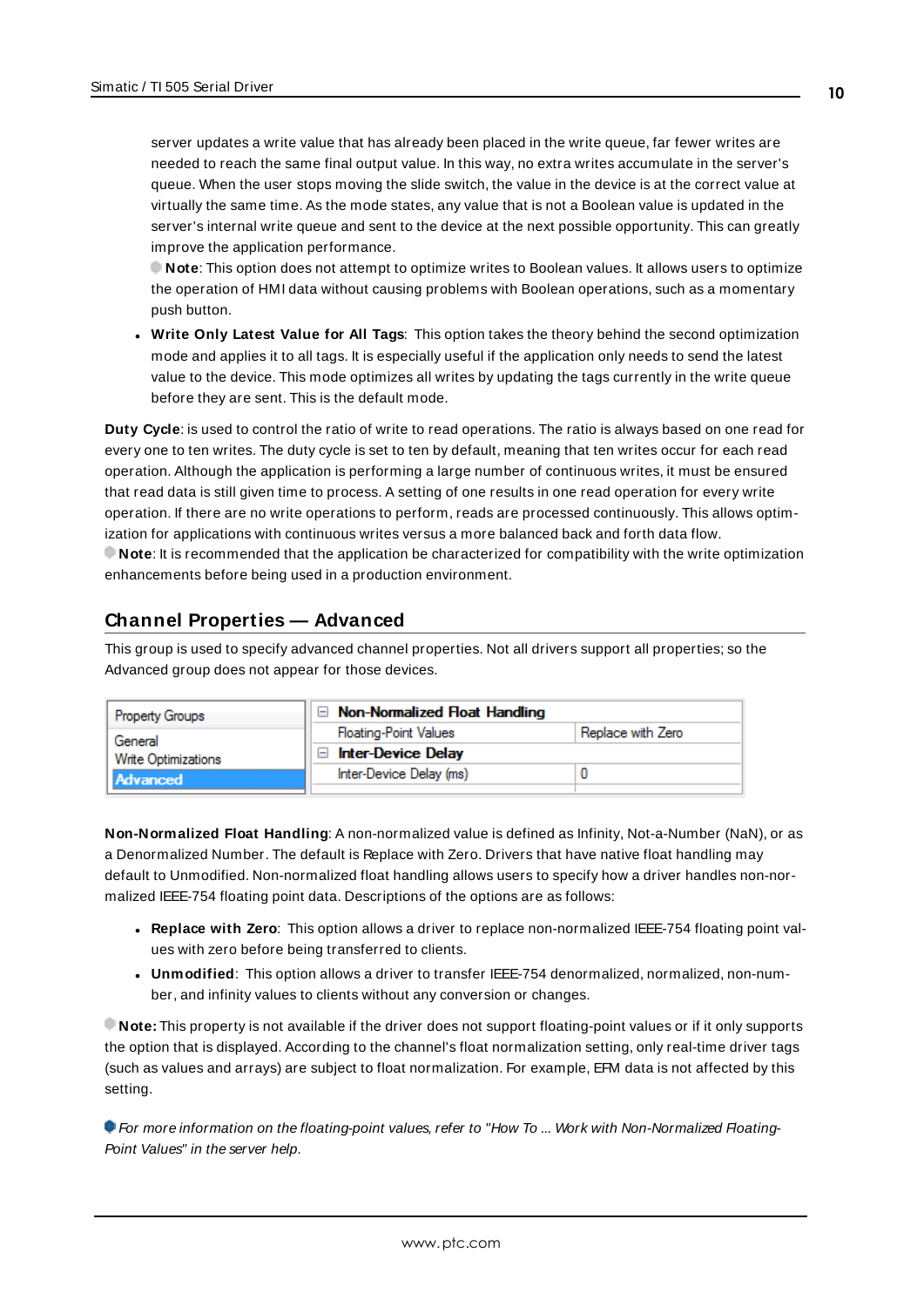server updates a write value that has already been placed in the write queue, far fewer writes are needed to reach the same final output value. In this way, no extra writes accumulate in the server's queue. When the user stops moving the slide switch, the value in the device is at the correct value at virtually the same time. As the mode states, any value that is not a Boolean value is updated in the server's internal write queue and sent to the device at the next possible opportunity. This can greatly improve the application performance.

**Note**: This option does not attempt to optimize writes to Boolean values. It allows users to optimize the operation of HMI data without causing problems with Boolean operations, such as a momentary push button.

- **Write Only Latest Value for All Tags**: This option takes the theory behind the second optimization mode and applies it to all tags. It is especially useful if the application only needs to send the latest value to the device. This mode optimizes all writes by updating the tags currently in the write queue before they are sent. This is the default mode.

**Duty Cycle**: is used to control the ratio of write to read operations. The ratio is always based on one read for every one to ten writes. The duty cycle is set to ten by default, meaning that ten writes occur for each read operation. Although the application is performing a large number of continuous writes, it must be ensured that read data is still given time to process. A setting of one results in one read operation for every write operation. If there are no write operations to perform, reads are processed continuously. This allows optimization for applications with continuous writes versus a more balanced back and forth data flow.

**Note**: It is recommended that the application be characterized for compatibility with the write optimization enhancements before being used in a production environment.

## Channel Properties — Advanced

This group is used to specify advanced channel properties. Not all drivers support all properties; so the Advanced group does not appear for those devices.

| Property Groups | | |
|---|---|---|
| General | **Non-Normalized Float Handling** | |
| Write Optimizations | Floating-Point Values | Replace with Zero |
| **Advanced** | **Inter-Device Delay** | |
| | Inter-Device Delay (ms) | 0 |

**Non-Normalized Float Handling**: A non-normalized value is defined as Infinity, Not-a-Number (NaN), or as a Denormalized Number. The default is Replace with Zero. Drivers that have native float handling may default to Unmodified. Non-normalized float handling allows users to specify how a driver handles non-normalized IEEE-754 floating point data. Descriptions of the options are as follows:

- **Replace with Zero**: This option allows a driver to replace non-normalized IEEE-754 floating point values with zero before being transferred to clients.
- **Unmodified**: This option allows a driver to transfer IEEE-754 denormalized, normalized, non-number, and infinity values to clients without any conversion or changes.

**Note:** This property is not available if the driver does not support floating-point values or if it only supports the option that is displayed. According to the channel's float normalization setting, only real-time driver tags (such as values and arrays) are subject to float normalization. For example, EFM data is not affected by this setting.

*For more information on the floating-point values, refer to "How To ... Work with Non-Normalized Floating-Point Values" in the server help.*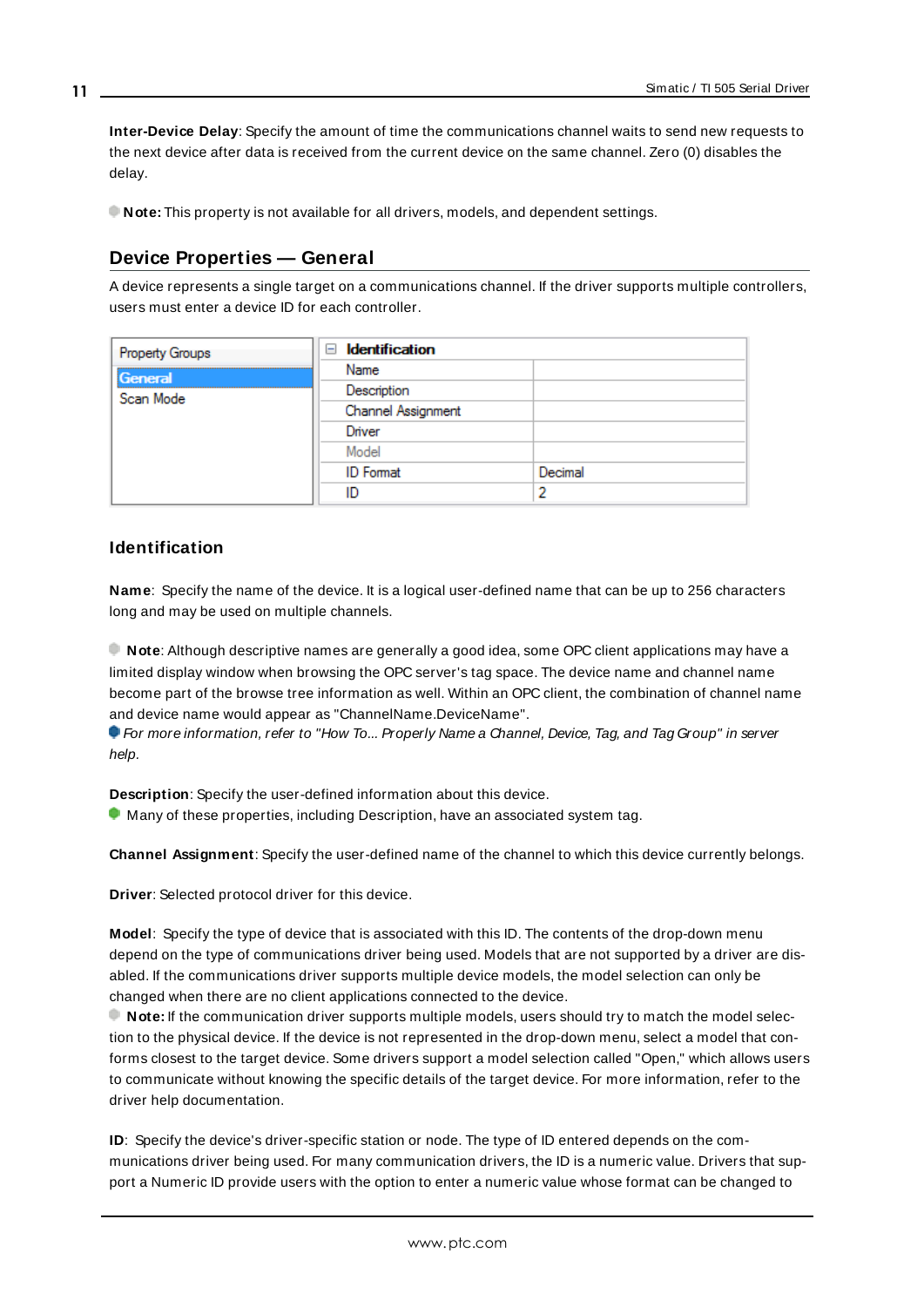**Inter-Device Delay**: Specify the amount of time the communications channel waits to send new requests to the next device after data is received from the current device on the same channel. Zero (0) disables the delay.

**Note:** This property is not available for all drivers, models, and dependent settings.

## Device Properties — General

A device represents a single target on a communications channel. If the driver supports multiple controllers, users must enter a device ID for each controller.

| Property Groups | Identification | |
|---|---|---|
| General | Name | |
| Scan Mode | Description | |
| | Channel Assignment | |
| | Driver | |
| | Model | |
| | ID Format | Decimal |
| | ID | 2 |

### Identification

**Name**: Specify the name of the device. It is a logical user-defined name that can be up to 256 characters long and may be used on multiple channels.

**Note**: Although descriptive names are generally a good idea, some OPC client applications may have a limited display window when browsing the OPC server's tag space. The device name and channel name become part of the browse tree information as well. Within an OPC client, the combination of channel name and device name would appear as "ChannelName.DeviceName".

*For more information, refer to "How To... Properly Name a Channel, Device, Tag, and Tag Group" in server help.*

**Description**: Specify the user-defined information about this device.

Many of these properties, including Description, have an associated system tag.

**Channel Assignment**: Specify the user-defined name of the channel to which this device currently belongs.

**Driver**: Selected protocol driver for this device.

**Model**: Specify the type of device that is associated with this ID. The contents of the drop-down menu depend on the type of communications driver being used. Models that are not supported by a driver are disabled. If the communications driver supports multiple device models, the model selection can only be changed when there are no client applications connected to the device.

**Note:** If the communication driver supports multiple models, users should try to match the model selection to the physical device. If the device is not represented in the drop-down menu, select a model that conforms closest to the target device. Some drivers support a model selection called "Open," which allows users to communicate without knowing the specific details of the target device. For more information, refer to the driver help documentation.

**ID**: Specify the device's driver-specific station or node. The type of ID entered depends on the communications driver being used. For many communication drivers, the ID is a numeric value. Drivers that support a Numeric ID provide users with the option to enter a numeric value whose format can be changed to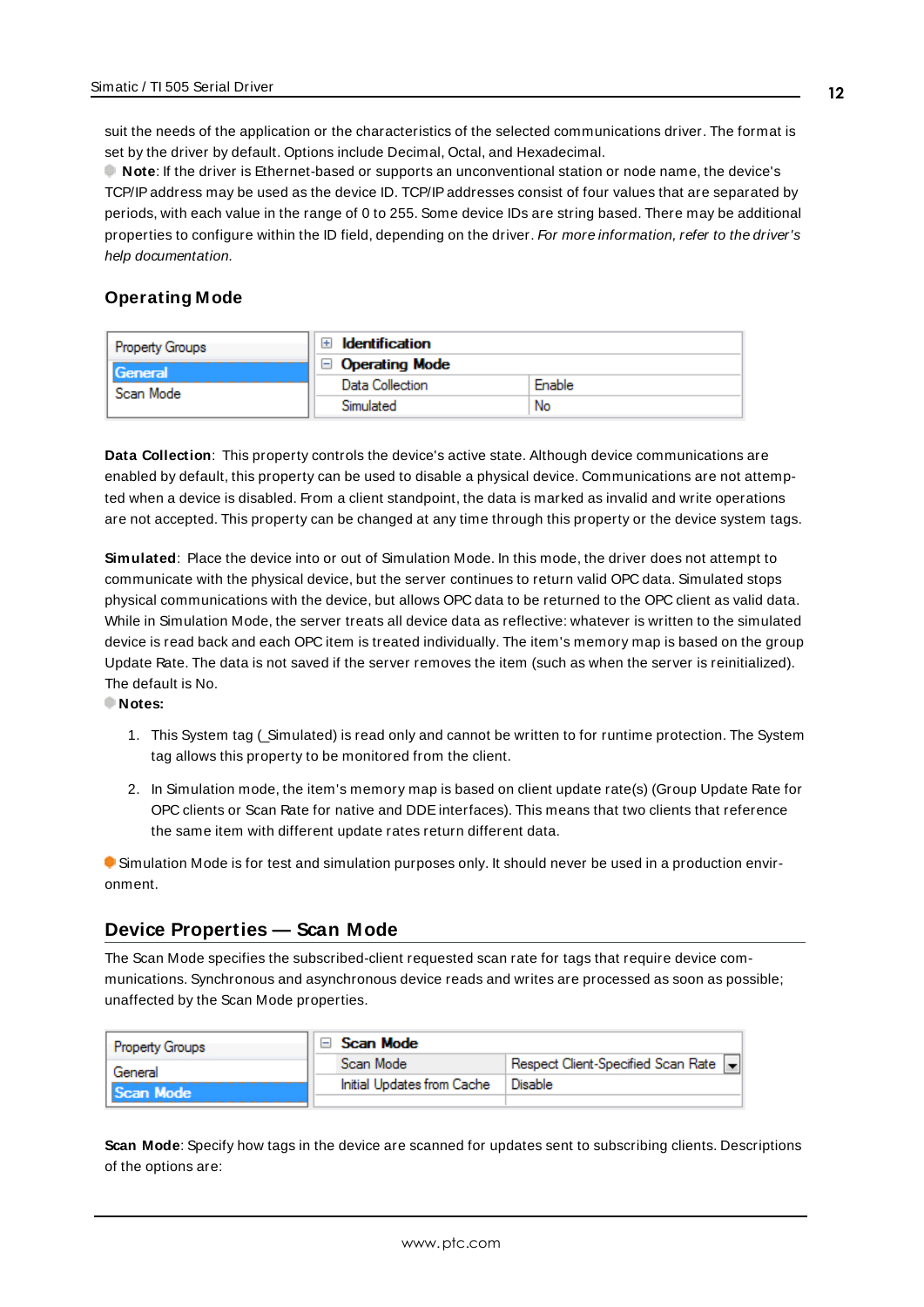suit the needs of the application or the characteristics of the selected communications driver. The format is set by the driver by default. Options include Decimal, Octal, and Hexadecimal.

**Note**: If the driver is Ethernet-based or supports an unconventional station or node name, the device's TCP/IP address may be used as the device ID. TCP/IP addresses consist of four values that are separated by periods, with each value in the range of 0 to 255. Some device IDs are string based. There may be additional properties to configure within the ID field, depending on the driver. *For more information, refer to the driver's help documentation.*

### Operating Mode

| Property Groups | Operating Mode | |
|---|---|---|
| General | Data Collection | Enable |
| Scan Mode | Simulated | No |

**Data Collection**: This property controls the device's active state. Although device communications are enabled by default, this property can be used to disable a physical device. Communications are not attempted when a device is disabled. From a client standpoint, the data is marked as invalid and write operations are not accepted. This property can be changed at any time through this property or the device system tags.

**Simulated**: Place the device into or out of Simulation Mode. In this mode, the driver does not attempt to communicate with the physical device, but the server continues to return valid OPC data. Simulated stops physical communications with the device, but allows OPC data to be returned to the OPC client as valid data. While in Simulation Mode, the server treats all device data as reflective: whatever is written to the simulated device is read back and each OPC item is treated individually. The item's memory map is based on the group Update Rate. The data is not saved if the server removes the item (such as when the server is reinitialized). The default is No.

**Notes:**

1. This System tag (_Simulated) is read only and cannot be written to for runtime protection. The System tag allows this property to be monitored from the client.

2. In Simulation mode, the item's memory map is based on client update rate(s) (Group Update Rate for OPC clients or Scan Rate for native and DDE interfaces). This means that two clients that reference the same item with different update rates return different data.

Simulation Mode is for test and simulation purposes only. It should never be used in a production environment.

## Device Properties — Scan Mode

The Scan Mode specifies the subscribed-client requested scan rate for tags that require device communications. Synchronous and asynchronous device reads and writes are processed as soon as possible; unaffected by the Scan Mode properties.

| Property Groups | Scan Mode | |
|---|---|---|
| General | Scan Mode | Respect Client-Specified Scan Rate |
| Scan Mode | Initial Updates from Cache | Disable |

**Scan Mode**: Specify how tags in the device are scanned for updates sent to subscribing clients. Descriptions of the options are: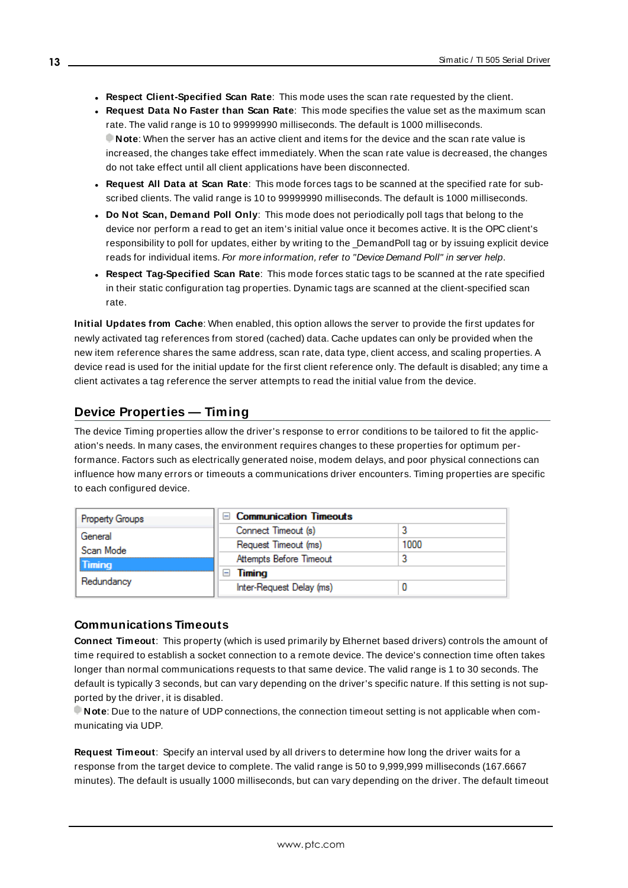- **Respect Client-Specified Scan Rate**: This mode uses the scan rate requested by the client.
- **Request Data No Faster than Scan Rate**: This mode specifies the value set as the maximum scan rate. The valid range is 10 to 99999990 milliseconds. The default is 1000 milliseconds.
  **Note**: When the server has an active client and items for the device and the scan rate value is increased, the changes take effect immediately. When the scan rate value is decreased, the changes do not take effect until all client applications have been disconnected.
- **Request All Data at Scan Rate**: This mode forces tags to be scanned at the specified rate for subscribed clients. The valid range is 10 to 99999990 milliseconds. The default is 1000 milliseconds.
- **Do Not Scan, Demand Poll Only**: This mode does not periodically poll tags that belong to the device nor perform a read to get an item's initial value once it becomes active. It is the OPC client's responsibility to poll for updates, either by writing to the _DemandPoll tag or by issuing explicit device reads for individual items. *For more information, refer to "Device Demand Poll" in server help*.
- **Respect Tag-Specified Scan Rate**: This mode forces static tags to be scanned at the rate specified in their static configuration tag properties. Dynamic tags are scanned at the client-specified scan rate.

**Initial Updates from Cache**: When enabled, this option allows the server to provide the first updates for newly activated tag references from stored (cached) data. Cache updates can only be provided when the new item reference shares the same address, scan rate, data type, client access, and scaling properties. A device read is used for the initial update for the first client reference only. The default is disabled; any time a client activates a tag reference the server attempts to read the initial value from the device.

## Device Properties — Timing

The device Timing properties allow the driver's response to error conditions to be tailored to fit the application's needs. In many cases, the environment requires changes to these properties for optimum performance. Factors such as electrically generated noise, modem delays, and poor physical connections can influence how many errors or timeouts a communications driver encounters. Timing properties are specific to each configured device.

| Property Groups | Property | Value |
|---|---|---|
| General | **Communication Timeouts** | |
| Scan Mode | Connect Timeout (s) | 3 |
| **Timing** | Request Timeout (ms) | 1000 |
| Redundancy | Attempts Before Timeout | 3 |
| | **Timing** | |
| | Inter-Request Delay (ms) | 0 |

### Communications Timeouts

**Connect Timeout**: This property (which is used primarily by Ethernet based drivers) controls the amount of time required to establish a socket connection to a remote device. The device's connection time often takes longer than normal communications requests to that same device. The valid range is 1 to 30 seconds. The default is typically 3 seconds, but can vary depending on the driver's specific nature. If this setting is not supported by the driver, it is disabled.
**Note**: Due to the nature of UDP connections, the connection timeout setting is not applicable when communicating via UDP.

**Request Timeout**: Specify an interval used by all drivers to determine how long the driver waits for a response from the target device to complete. The valid range is 50 to 9,999,999 milliseconds (167.6667 minutes). The default is usually 1000 milliseconds, but can vary depending on the driver. The default timeout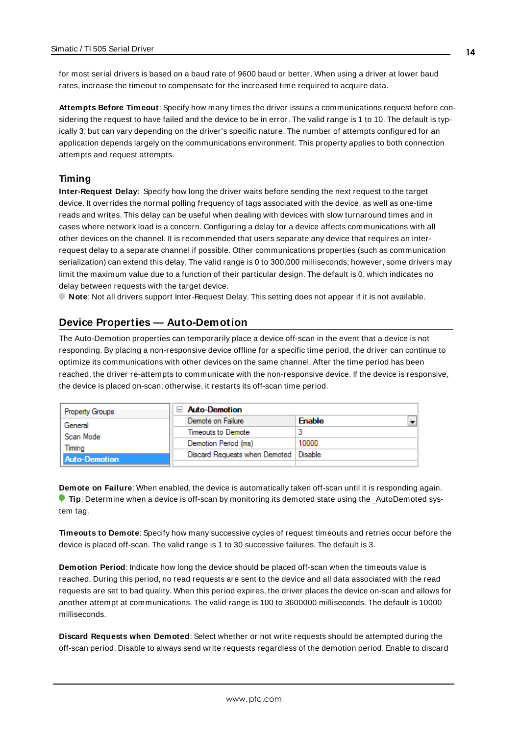for most serial drivers is based on a baud rate of 9600 baud or better. When using a driver at lower baud rates, increase the timeout to compensate for the increased time required to acquire data.

**Attempts Before Timeout**: Specify how many times the driver issues a communications request before considering the request to have failed and the device to be in error. The valid range is 1 to 10. The default is typically 3, but can vary depending on the driver's specific nature. The number of attempts configured for an application depends largely on the communications environment. This property applies to both connection attempts and request attempts.

### Timing

**Inter-Request Delay**: Specify how long the driver waits before sending the next request to the target device. It overrides the normal polling frequency of tags associated with the device, as well as one-time reads and writes. This delay can be useful when dealing with devices with slow turnaround times and in cases where network load is a concern. Configuring a delay for a device affects communications with all other devices on the channel. It is recommended that users separate any device that requires an inter-request delay to a separate channel if possible. Other communications properties (such as communication serialization) can extend this delay. The valid range is 0 to 300,000 milliseconds; however, some drivers may limit the maximum value due to a function of their particular design. The default is 0, which indicates no delay between requests with the target device.

**Note**: Not all drivers support Inter-Request Delay. This setting does not appear if it is not available.

## Device Properties — Auto-Demotion

The Auto-Demotion properties can temporarily place a device off-scan in the event that a device is not responding. By placing a non-responsive device offline for a specific time period, the driver can continue to optimize its communications with other devices on the same channel. After the time period has been reached, the driver re-attempts to communicate with the non-responsive device. If the device is responsive, the device is placed on-scan; otherwise, it restarts its off-scan time period.

| Property Groups | Auto-Demotion | |
|---|---|---|
| General | Demote on Failure | Enable |
| Scan Mode | Timeouts to Demote | 3 |
| Timing | Demotion Period (ms) | 10000 |
| Auto-Demotion | Discard Requests when Demoted | Disable |

**Demote on Failure**: When enabled, the device is automatically taken off-scan until it is responding again.

**Tip**: Determine when a device is off-scan by monitoring its demoted state using the _AutoDemoted system tag.

**Timeouts to Demote**: Specify how many successive cycles of request timeouts and retries occur before the device is placed off-scan. The valid range is 1 to 30 successive failures. The default is 3.

**Demotion Period**: Indicate how long the device should be placed off-scan when the timeouts value is reached. During this period, no read requests are sent to the device and all data associated with the read requests are set to bad quality. When this period expires, the driver places the device on-scan and allows for another attempt at communications. The valid range is 100 to 3600000 milliseconds. The default is 10000 milliseconds.

**Discard Requests when Demoted**: Select whether or not write requests should be attempted during the off-scan period. Disable to always send write requests regardless of the demotion period. Enable to discard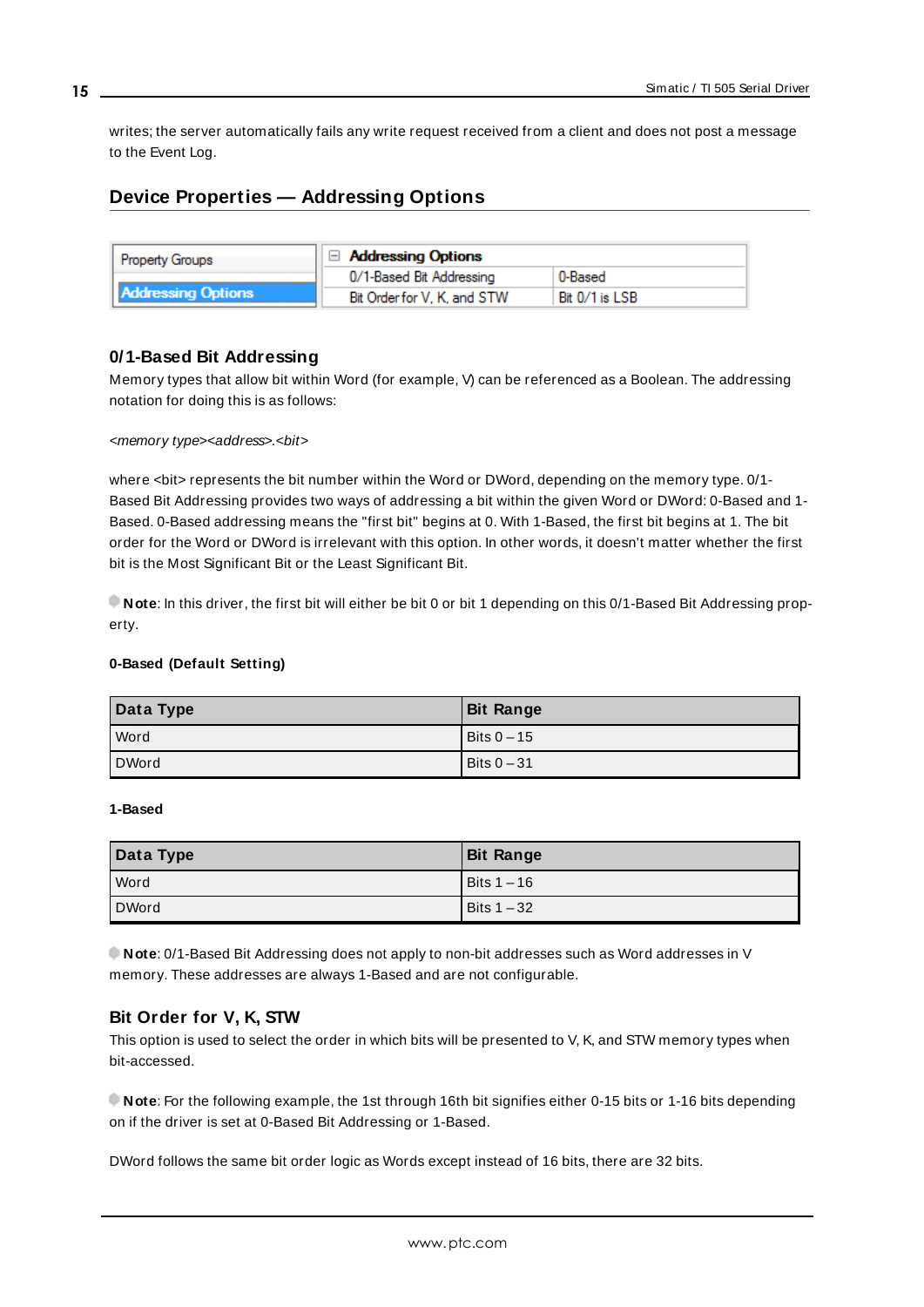writes; the server automatically fails any write request received from a client and does not post a message to the Event Log.

## Device Properties — Addressing Options

| Property Groups | Addressing Options | |
|---|---|---|
| Addressing Options | 0/1-Based Bit Addressing | 0-Based |
| | Bit Order for V, K, and STW | Bit 0/1 is LSB |

### 0/1-Based Bit Addressing

Memory types that allow bit within Word (for example, V) can be referenced as a Boolean. The addressing notation for doing this is as follows:

*<memory type><address>.<bit>*

where <bit> represents the bit number within the Word or DWord, depending on the memory type. 0/1-Based Bit Addressing provides two ways of addressing a bit within the given Word or DWord: 0-Based and 1-Based. 0-Based addressing means the "first bit" begins at 0. With 1-Based, the first bit begins at 1. The bit order for the Word or DWord is irrelevant with this option. In other words, it doesn't matter whether the first bit is the Most Significant Bit or the Least Significant Bit.

**Note**: In this driver, the first bit will either be bit 0 or bit 1 depending on this 0/1-Based Bit Addressing property.

**0-Based (Default Setting)**

| Data Type | Bit Range |
|---|---|
| Word | Bits 0 – 15 |
| DWord | Bits 0 – 31 |

**1-Based**

| Data Type | Bit Range |
|---|---|
| Word | Bits 1 – 16 |
| DWord | Bits 1 – 32 |

**Note**: 0/1-Based Bit Addressing does not apply to non-bit addresses such as Word addresses in V memory. These addresses are always 1-Based and are not configurable.

### Bit Order for V, K, STW

This option is used to select the order in which bits will be presented to V, K, and STW memory types when bit-accessed.

**Note**: For the following example, the 1st through 16th bit signifies either 0-15 bits or 1-16 bits depending on if the driver is set at 0-Based Bit Addressing or 1-Based.

DWord follows the same bit order logic as Words except instead of 16 bits, there are 32 bits.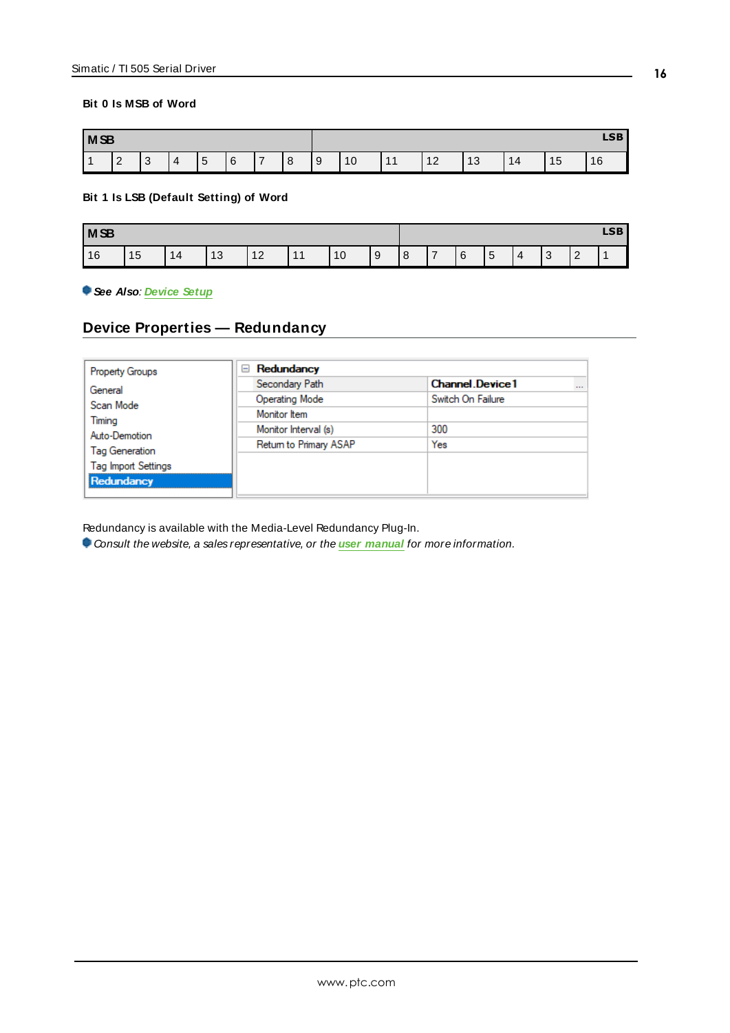**Bit 0 Is MSB of Word**

| MSB | | | | | | | | | | | | | | | LSB |
|---|---|---|---|---|---|---|---|---|---|---|---|---|---|---|---|
| 1 | 2 | 3 | 4 | 5 | 6 | 7 | 8 | 9 | 10 | 11 | 12 | 13 | 14 | 15 | 16 |

**Bit 1 Is LSB (Default Setting) of Word**

| MSB | | | | | | | | | | | | | | | LSB |
|---|---|---|---|---|---|---|---|---|---|---|---|---|---|---|---|
| 16 | 15 | 14 | 13 | 12 | 11 | 10 | 9 | 8 | 7 | 6 | 5 | 4 | 3 | 2 | 1 |

***See Also**: Device Setup*

## Device Properties — Redundancy

| Property Groups | Redundancy | |
|---|---|---|
| General | Secondary Path | Channel.Device1 |
| Scan Mode | Operating Mode | Switch On Failure |
| Timing | Monitor Item | |
| Auto-Demotion | Monitor Interval (s) | 300 |
| Tag Generation | Return to Primary ASAP | Yes |
| Tag Import Settings | | |
| **Redundancy** | | |

Redundancy is available with the Media-Level Redundancy Plug-In.

*Consult the website, a sales representative, or the **user manual** for more information.*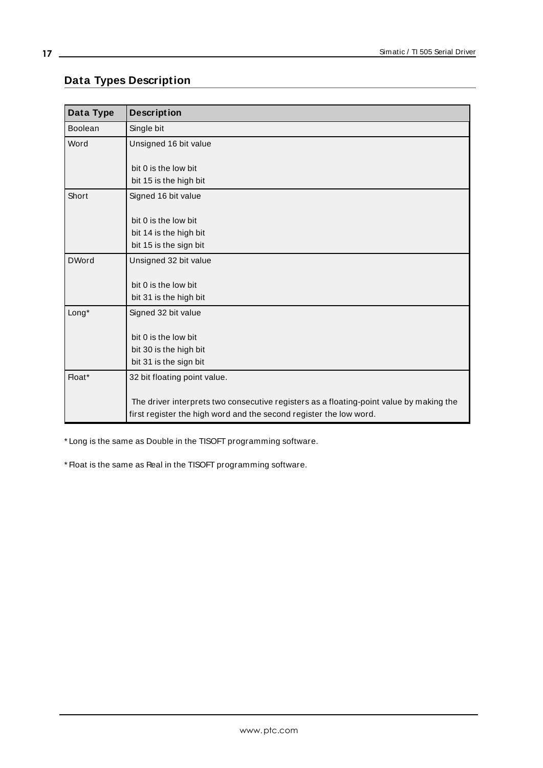## Data Types Description

| Data Type | Description |
|---|---|
| Boolean | Single bit |
| Word | Unsigned 16 bit value<br><br>bit 0 is the low bit<br>bit 15 is the high bit |
| Short | Signed 16 bit value<br><br>bit 0 is the low bit<br>bit 14 is the high bit<br>bit 15 is the sign bit |
| DWord | Unsigned 32 bit value<br><br>bit 0 is the low bit<br>bit 31 is the high bit |
| Long* | Signed 32 bit value<br><br>bit 0 is the low bit<br>bit 30 is the high bit<br>bit 31 is the sign bit |
| Float* | 32 bit floating point value.<br><br>The driver interprets two consecutive registers as a floating-point value by making the first register the high word and the second register the low word. |

* Long is the same as Double in the TISOFT programming software.

* Float is the same as Real in the TISOFT programming software.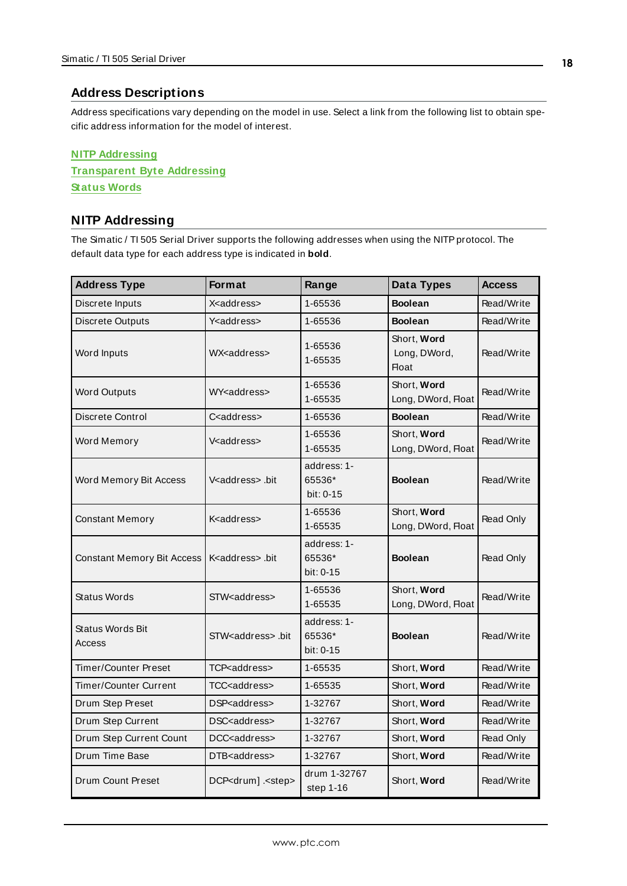## Address Descriptions

Address specifications vary depending on the model in use. Select a link from the following list to obtain specific address information for the model of interest.

NITP Addressing
Transparent Byte Addressing
Status Words

## NITP Addressing

The Simatic / TI 505 Serial Driver supports the following addresses when using the NITP protocol. The default data type for each address type is indicated in **bold**.

| Address Type | Format | Range | Data Types | Access |
|---|---|---|---|---|
| Discrete Inputs | X<address> | 1-65536 | **Boolean** | Read/Write |
| Discrete Outputs | Y<address> | 1-65536 | **Boolean** | Read/Write |
| Word Inputs | WX<address> | 1-65536<br>1-65535 | Short, **Word**<br>Long, DWord, Float | Read/Write |
| Word Outputs | WY<address> | 1-65536<br>1-65535 | Short, **Word**<br>Long, DWord, Float | Read/Write |
| Discrete Control | C<address> | 1-65536 | **Boolean** | Read/Write |
| Word Memory | V<address> | 1-65536<br>1-65535 | Short, **Word**<br>Long, DWord, Float | Read/Write |
| Word Memory Bit Access | V<address> .bit | address: 1-65536*<br>bit: 0-15 | **Boolean** | Read/Write |
| Constant Memory | K<address> | 1-65536<br>1-65535 | Short, **Word**<br>Long, DWord, Float | Read Only |
| Constant Memory Bit Access | K<address> .bit | address: 1-65536*<br>bit: 0-15 | **Boolean** | Read Only |
| Status Words | STW<address> | 1-65536<br>1-65535 | Short, **Word**<br>Long, DWord, Float | Read/Write |
| Status Words Bit Access | STW<address> .bit | address: 1-65536*<br>bit: 0-15 | **Boolean** | Read/Write |
| Timer/Counter Preset | TCP<address> | 1-65535 | Short, **Word** | Read/Write |
| Timer/Counter Current | TCC<address> | 1-65535 | Short, **Word** | Read/Write |
| Drum Step Preset | DSP<address> | 1-32767 | Short, **Word** | Read/Write |
| Drum Step Current | DSC<address> | 1-32767 | Short, **Word** | Read/Write |
| Drum Step Current Count | DCC<address> | 1-32767 | Short, **Word** | Read Only |
| Drum Time Base | DTB<address> | 1-32767 | Short, **Word** | Read/Write |
| Drum Count Preset | DCP<drum] .<step> | drum 1-32767<br>step 1-16 | Short, **Word** | Read/Write |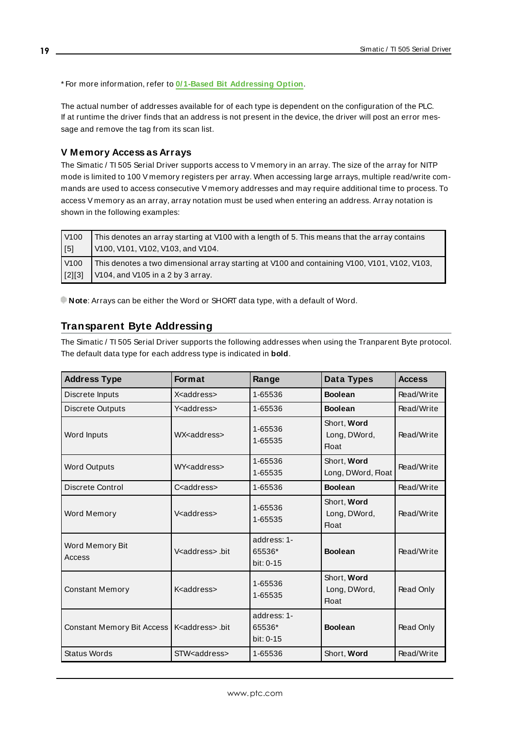* For more information, refer to **0/1-Based Bit Addressing Option**.

The actual number of addresses available for of each type is dependent on the configuration of the PLC. If at runtime the driver finds that an address is not present in the device, the driver will post an error message and remove the tag from its scan list.

### V Memory Access as Arrays

The Simatic / TI 505 Serial Driver supports access to V memory in an array. The size of the array for NITP mode is limited to 100 V memory registers per array. When accessing large arrays, multiple read/write commands are used to access consecutive V memory addresses and may require additional time to process. To access V memory as an array, array notation must be used when entering an address. Array notation is shown in the following examples:

| | |
|---|---|
| V100 [5] | This denotes an array starting at V100 with a length of 5. This means that the array contains V100, V101, V102, V103, and V104. |
| V100 [2][3] | This denotes a two dimensional array starting at V100 and containing V100, V101, V102, V103, V104, and V105 in a 2 by 3 array. |

**Note**: Arrays can be either the Word or SHORT data type, with a default of Word.

## Transparent Byte Addressing

The Simatic / TI 505 Serial Driver supports the following addresses when using the Tranparent Byte protocol. The default data type for each address type is indicated in **bold**.

| Address Type | Format | Range | Data Types | Access |
|---|---|---|---|---|
| Discrete Inputs | X<address> | 1-65536 | **Boolean** | Read/Write |
| Discrete Outputs | Y<address> | 1-65536 | **Boolean** | Read/Write |
| Word Inputs | WX<address> | 1-65536<br>1-65535 | Short, **Word**<br>Long, DWord, Float | Read/Write |
| Word Outputs | WY<address> | 1-65536<br>1-65535 | Short, **Word**<br>Long, DWord, Float | Read/Write |
| Discrete Control | C<address> | 1-65536 | **Boolean** | Read/Write |
| Word Memory | V<address> | 1-65536<br>1-65535 | Short, **Word**<br>Long, DWord, Float | Read/Write |
| Word Memory Bit Access | V<address> .bit | address: 1-65536*<br>bit: 0-15 | **Boolean** | Read/Write |
| Constant Memory | K<address> | 1-65536<br>1-65535 | Short, **Word**<br>Long, DWord, Float | Read Only |
| Constant Memory Bit Access | K<address> .bit | address: 1-65536*<br>bit: 0-15 | **Boolean** | Read Only |
| Status Words | STW<address> | 1-65536 | Short, **Word** | Read/Write |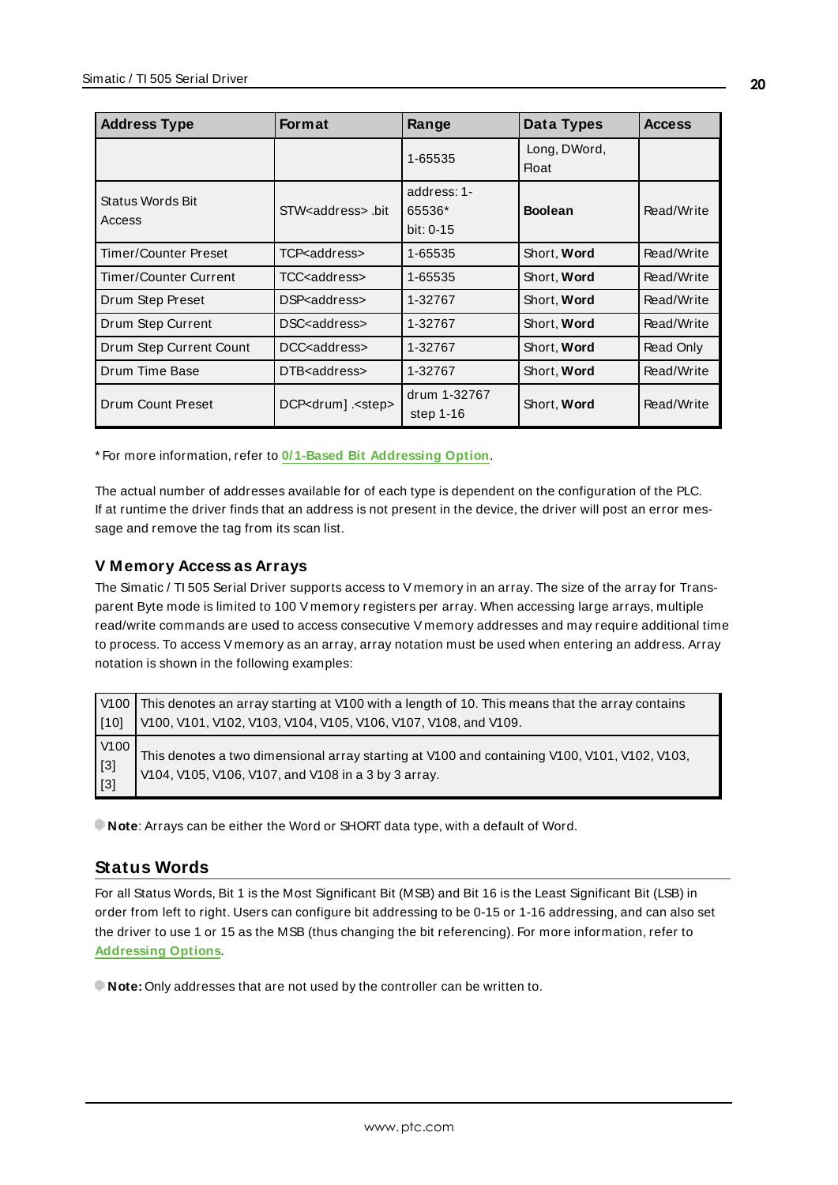| Address Type | Format | Range | Data Types | Access |
|---|---|---|---|---|
| | | 1-65535 | Long, DWord, Float | |
| Status Words Bit Access | STW<address> .bit | address: 1-65536* bit: 0-15 | **Boolean** | Read/Write |
| Timer/Counter Preset | TCP<address> | 1-65535 | Short, **Word** | Read/Write |
| Timer/Counter Current | TCC<address> | 1-65535 | Short, **Word** | Read/Write |
| Drum Step Preset | DSP<address> | 1-32767 | Short, **Word** | Read/Write |
| Drum Step Current | DSC<address> | 1-32767 | Short, **Word** | Read/Write |
| Drum Step Current Count | DCC<address> | 1-32767 | Short, **Word** | Read Only |
| Drum Time Base | DTB<address> | 1-32767 | Short, **Word** | Read/Write |
| Drum Count Preset | DCP<drum] .<step> | drum 1-32767 step 1-16 | Short, **Word** | Read/Write |

* For more information, refer to **0/1-Based Bit Addressing Option**.

The actual number of addresses available for of each type is dependent on the configuration of the PLC. If at runtime the driver finds that an address is not present in the device, the driver will post an error message and remove the tag from its scan list.

### V Memory Access as Arrays

The Simatic / TI 505 Serial Driver supports access to V memory in an array. The size of the array for Transparent Byte mode is limited to 100 V memory registers per array. When accessing large arrays, multiple read/write commands are used to access consecutive V memory addresses and may require additional time to process. To access V memory as an array, array notation must be used when entering an address. Array notation is shown in the following examples:

| | |
|---|---|
| V100 [10] | This denotes an array starting at V100 with a length of 10. This means that the array contains V100, V101, V102, V103, V104, V105, V106, V107, V108, and V109. |
| V100 [3] [3] | This denotes a two dimensional array starting at V100 and containing V100, V101, V102, V103, V104, V105, V106, V107, and V108 in a 3 by 3 array. |

**Note**: Arrays can be either the Word or SHORT data type, with a default of Word.

## Status Words

For all Status Words, Bit 1 is the Most Significant Bit (MSB) and Bit 16 is the Least Significant Bit (LSB) in order from left to right. Users can configure bit addressing to be 0-15 or 1-16 addressing, and can also set the driver to use 1 or 15 as the MSB (thus changing the bit referencing). For more information, refer to **Addressing Options**.

**Note:** Only addresses that are not used by the controller can be written to.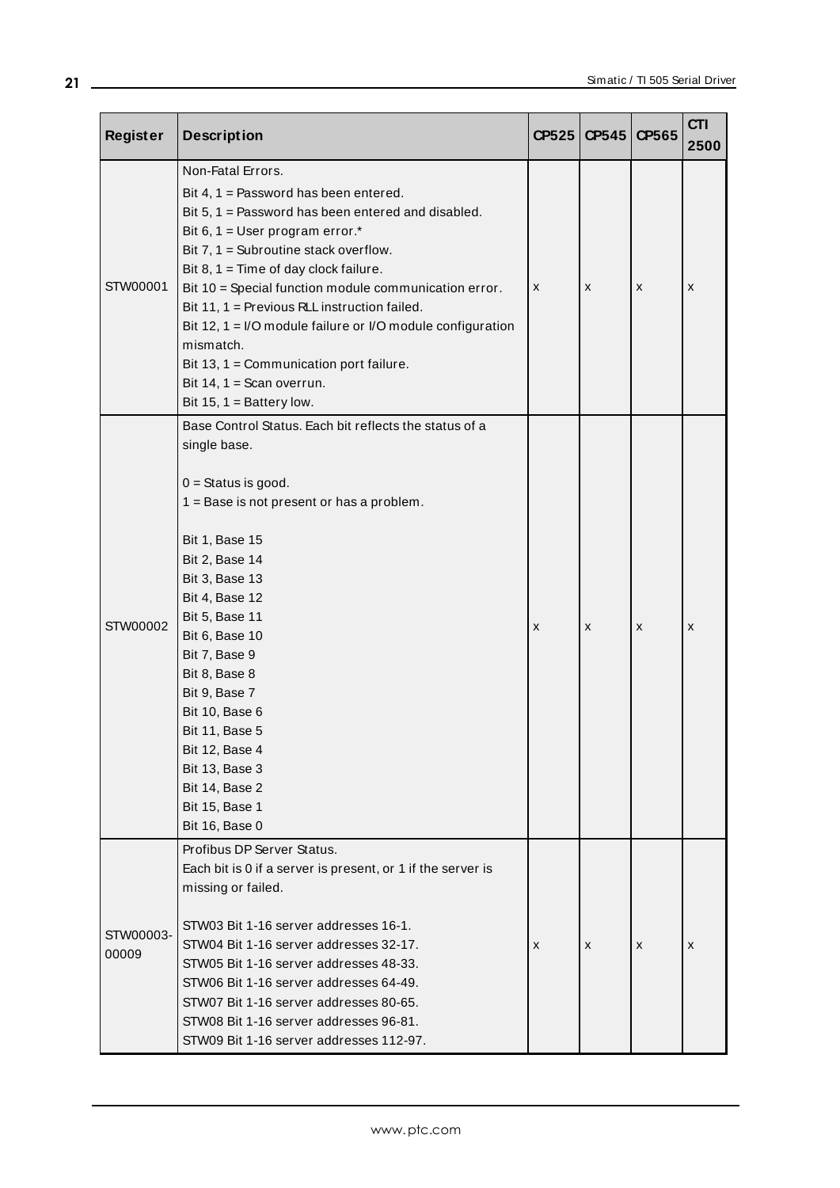| Register | Description | CP525 | CP545 | CP565 | CTI 2500 |
|---|---|---|---|---|---|
| STW00001 | Non-Fatal Errors.<br>Bit 4, 1 = Password has been entered.<br>Bit 5, 1 = Password has been entered and disabled.<br>Bit 6, 1 = User program error.*<br>Bit 7, 1 = Subroutine stack overflow.<br>Bit 8, 1 = Time of day clock failure.<br>Bit 10 = Special function module communication error.<br>Bit 11, 1 = Previous RLL instruction failed.<br>Bit 12, 1 = I/O module failure or I/O module configuration mismatch.<br>Bit 13, 1 = Communication port failure.<br>Bit 14, 1 = Scan overrun.<br>Bit 15, 1 = Battery low. | x | x | x | x |
| STW00002 | Base Control Status. Each bit reflects the status of a single base.<br><br>0 = Status is good.<br>1 = Base is not present or has a problem.<br><br>Bit 1, Base 15<br>Bit 2, Base 14<br>Bit 3, Base 13<br>Bit 4, Base 12<br>Bit 5, Base 11<br>Bit 6, Base 10<br>Bit 7, Base 9<br>Bit 8, Base 8<br>Bit 9, Base 7<br>Bit 10, Base 6<br>Bit 11, Base 5<br>Bit 12, Base 4<br>Bit 13, Base 3<br>Bit 14, Base 2<br>Bit 15, Base 1<br>Bit 16, Base 0 | x | x | x | x |
| STW00003-00009 | Profibus DP Server Status.<br>Each bit is 0 if a server is present, or 1 if the server is missing or failed.<br><br>STW03 Bit 1-16 server addresses 16-1.<br>STW04 Bit 1-16 server addresses 32-17.<br>STW05 Bit 1-16 server addresses 48-33.<br>STW06 Bit 1-16 server addresses 64-49.<br>STW07 Bit 1-16 server addresses 80-65.<br>STW08 Bit 1-16 server addresses 96-81.<br>STW09 Bit 1-16 server addresses 112-97. | x | x | x | x |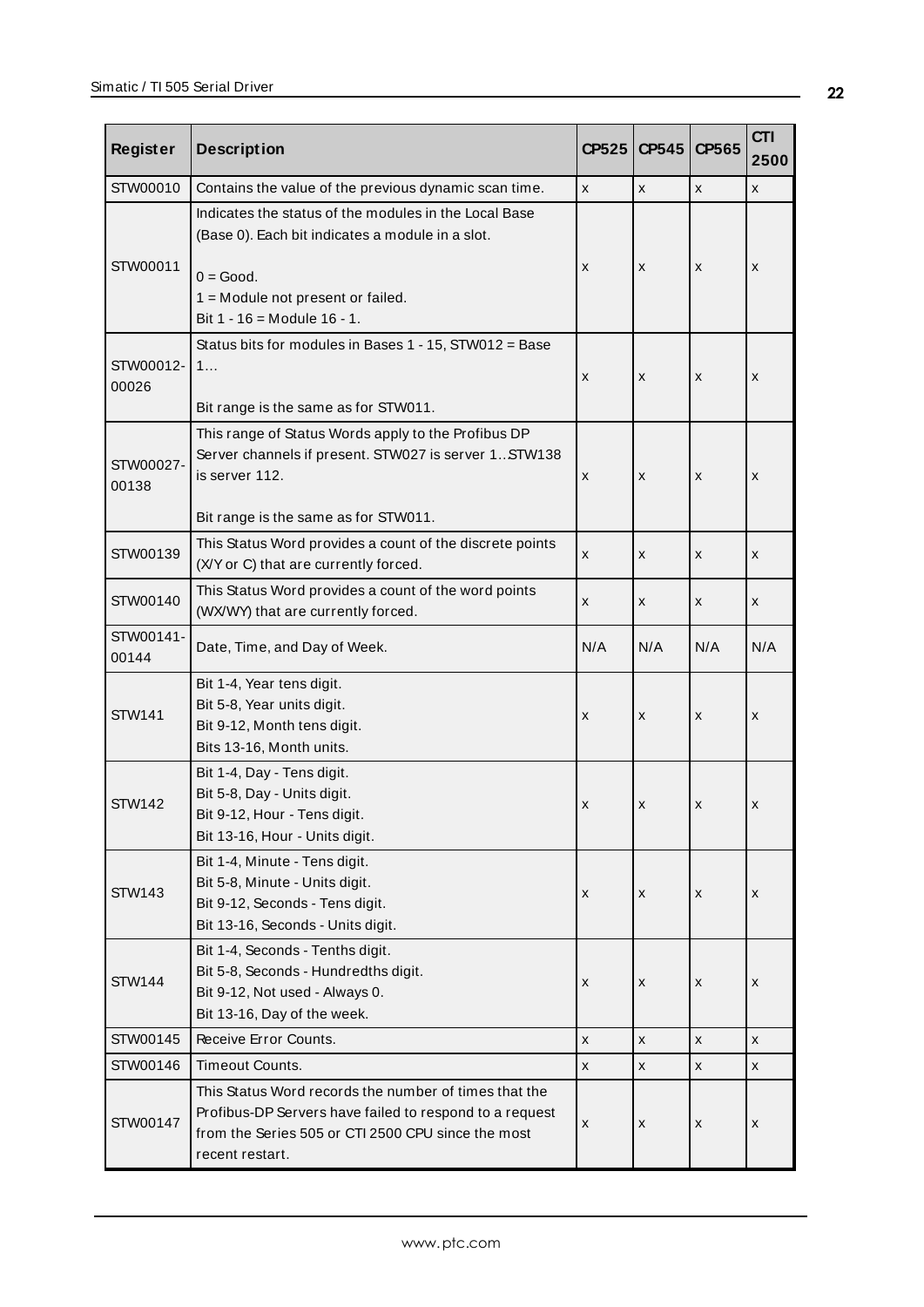| Register | Description | CP525 | CP545 | CP565 | CTI 2500 |
|---|---|---|---|---|---|
| STW00010 | Contains the value of the previous dynamic scan time. | x | x | x | x |
| STW00011 | Indicates the status of the modules in the Local Base (Base 0). Each bit indicates a module in a slot.<br><br>0 = Good.<br>1 = Module not present or failed.<br>Bit 1 - 16 = Module 16 - 1. | x | x | x | x |
| STW00012-00026 | Status bits for modules in Bases 1 - 15, STW012 = Base 1…<br><br>Bit range is the same as for STW011. | x | x | x | x |
| STW00027-00138 | This range of Status Words apply to the Profibus DP Server channels if present. STW027 is server 1..STW138 is server 112.<br><br>Bit range is the same as for STW011. | x | x | x | x |
| STW00139 | This Status Word provides a count of the discrete points (X/Y or C) that are currently forced. | x | x | x | x |
| STW00140 | This Status Word provides a count of the word points (WX/WY) that are currently forced. | x | x | x | x |
| STW00141-00144 | Date, Time, and Day of Week. | N/A | N/A | N/A | N/A |
| STW141 | Bit 1-4, Year tens digit.<br>Bit 5-8, Year units digit.<br>Bit 9-12, Month tens digit.<br>Bits 13-16, Month units. | x | x | x | x |
| STW142 | Bit 1-4, Day - Tens digit.<br>Bit 5-8, Day - Units digit.<br>Bit 9-12, Hour - Tens digit.<br>Bit 13-16, Hour - Units digit. | x | x | x | x |
| STW143 | Bit 1-4, Minute - Tens digit.<br>Bit 5-8, Minute - Units digit.<br>Bit 9-12, Seconds - Tens digit.<br>Bit 13-16, Seconds - Units digit. | x | x | x | x |
| STW144 | Bit 1-4, Seconds - Tenths digit.<br>Bit 5-8, Seconds - Hundredths digit.<br>Bit 9-12, Not used - Always 0.<br>Bit 13-16, Day of the week. | x | x | x | x |
| STW00145 | Receive Error Counts. | x | x | x | x |
| STW00146 | Timeout Counts. | x | x | x | x |
| STW00147 | This Status Word records the number of times that the Profibus-DP Servers have failed to respond to a request from the Series 505 or CTI 2500 CPU since the most recent restart. | x | x | x | x |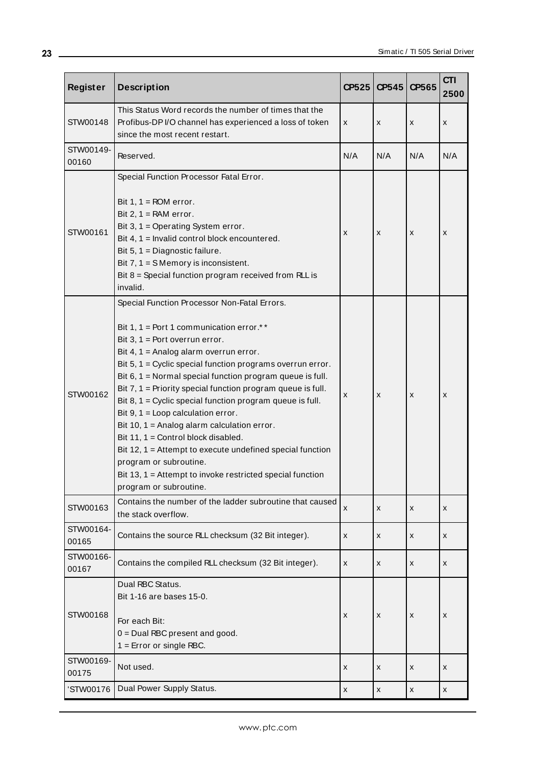| Register | Description | CP525 | CP545 | CP565 | CTI 2500 |
|---|---|---|---|---|---|
| STW00148 | This Status Word records the number of times that the Profibus-DP I/O channel has experienced a loss of token since the most recent restart. | x | x | x | x |
| STW00149-00160 | Reserved. | N/A | N/A | N/A | N/A |
| STW00161 | Special Function Processor Fatal Error.<br><br>Bit 1, 1 = ROM error.<br>Bit 2, 1 = RAM error.<br>Bit 3, 1 = Operating System error.<br>Bit 4, 1 = Invalid control block encountered.<br>Bit 5, 1 = Diagnostic failure.<br>Bit 7, 1 = S Memory is inconsistent.<br>Bit 8 = Special function program received from RLL is invalid. | x | x | x | x |
| STW00162 | Special Function Processor Non-Fatal Errors.<br><br>Bit 1, 1 = Port 1 communication error.**<br>Bit 3, 1 = Port overrun error.<br>Bit 4, 1 = Analog alarm overrun error.<br>Bit 5, 1 = Cyclic special function programs overrun error.<br>Bit 6, 1 = Normal special function program queue is full.<br>Bit 7, 1 = Priority special function program queue is full.<br>Bit 8, 1 = Cyclic special function program queue is full.<br>Bit 9, 1 = Loop calculation error.<br>Bit 10, 1 = Analog alarm calculation error.<br>Bit 11, 1 = Control block disabled.<br>Bit 12, 1 = Attempt to execute undefined special function program or subroutine.<br>Bit 13, 1 = Attempt to invoke restricted special function program or subroutine. | x | x | x | x |
| STW00163 | Contains the number of the ladder subroutine that caused the stack overflow. | x | x | x | x |
| STW00164-00165 | Contains the source RLL checksum (32 Bit integer). | x | x | x | x |
| STW00166-00167 | Contains the compiled RLL checksum (32 Bit integer). | x | x | x | x |
| STW00168 | Dual RBC Status.<br>Bit 1-16 are bases 15-0.<br><br>For each Bit:<br>0 = Dual RBC present and good.<br>1 = Error or single RBC. | x | x | x | x |
| STW00169-00175 | Not used. | x | x | x | x |
| 'STW00176 | Dual Power Supply Status. | x | x | x | x |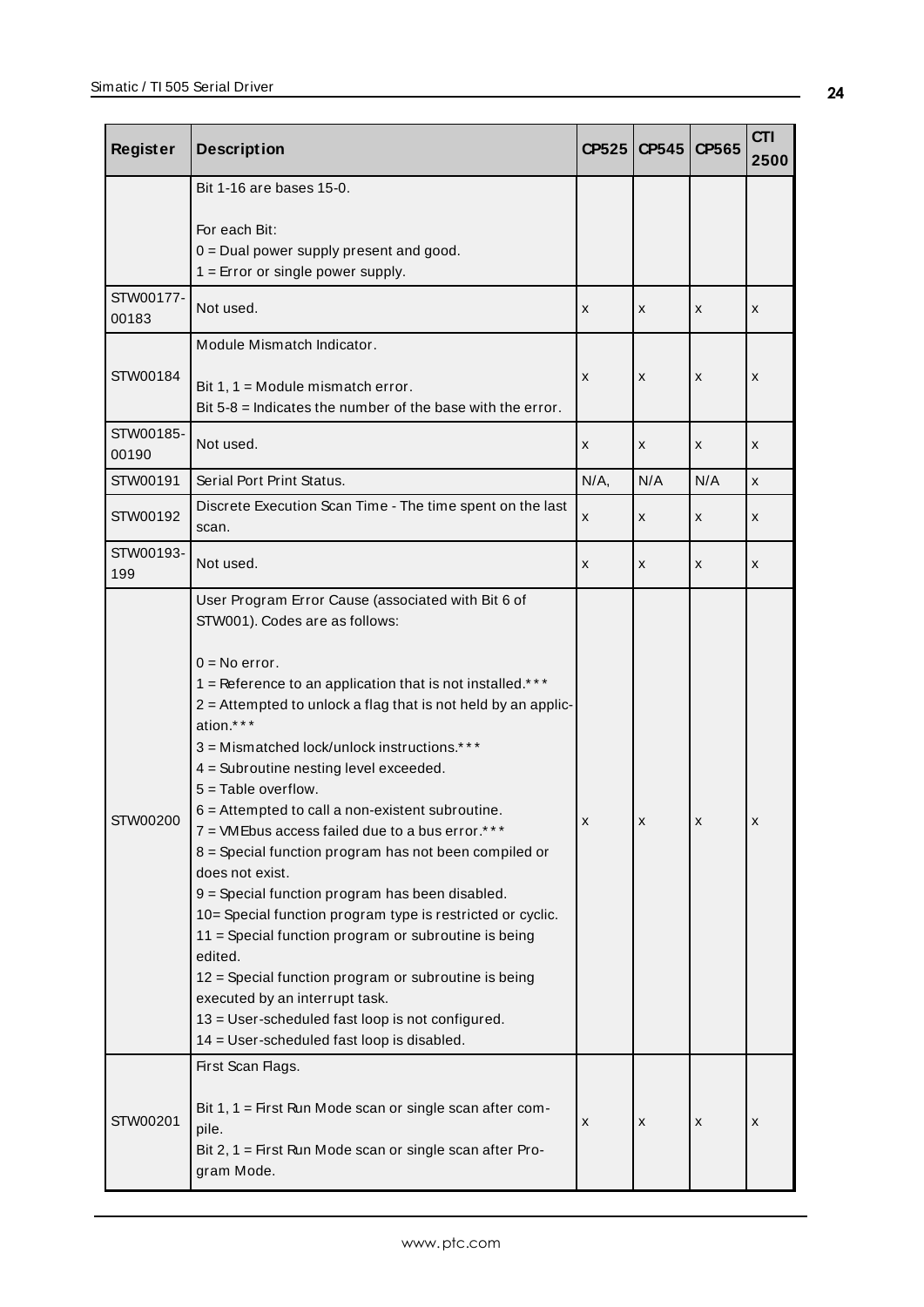| Register | Description | CP525 | CP545 | CP565 | CTI 2500 |
|---|---|---|---|---|---|
| | Bit 1-16 are bases 15-0.<br><br>For each Bit:<br>0 = Dual power supply present and good.<br>1 = Error or single power supply. | | | | |
| STW00177-00183 | Not used. | x | x | x | x |
| STW00184 | Module Mismatch Indicator.<br><br>Bit 1, 1 = Module mismatch error.<br>Bit 5-8 = Indicates the number of the base with the error. | x | x | x | x |
| STW00185-00190 | Not used. | x | x | x | x |
| STW00191 | Serial Port Print Status. | N/A, | N/A | N/A | x |
| STW00192 | Discrete Execution Scan Time - The time spent on the last scan. | x | x | x | x |
| STW00193-199 | Not used. | x | x | x | x |
| STW00200 | User Program Error Cause (associated with Bit 6 of STW001). Codes are as follows:<br><br>0 = No error.<br>1 = Reference to an application that is not installed.***<br>2 = Attempted to unlock a flag that is not held by an application.***<br>3 = Mismatched lock/unlock instructions.***<br>4 = Subroutine nesting level exceeded.<br>5 = Table overflow.<br>6 = Attempted to call a non-existent subroutine.<br>7 = VMEbus access failed due to a bus error.***<br>8 = Special function program has not been compiled or does not exist.<br>9 = Special function program has been disabled.<br>10= Special function program type is restricted or cyclic.<br>11 = Special function program or subroutine is being edited.<br>12 = Special function program or subroutine is being executed by an interrupt task.<br>13 = User-scheduled fast loop is not configured.<br>14 = User-scheduled fast loop is disabled. | x | x | x | x |
| STW00201 | First Scan Flags.<br><br>Bit 1, 1 = First Run Mode scan or single scan after compile.<br>Bit 2, 1 = First Run Mode scan or single scan after Program Mode. | x | x | x | x |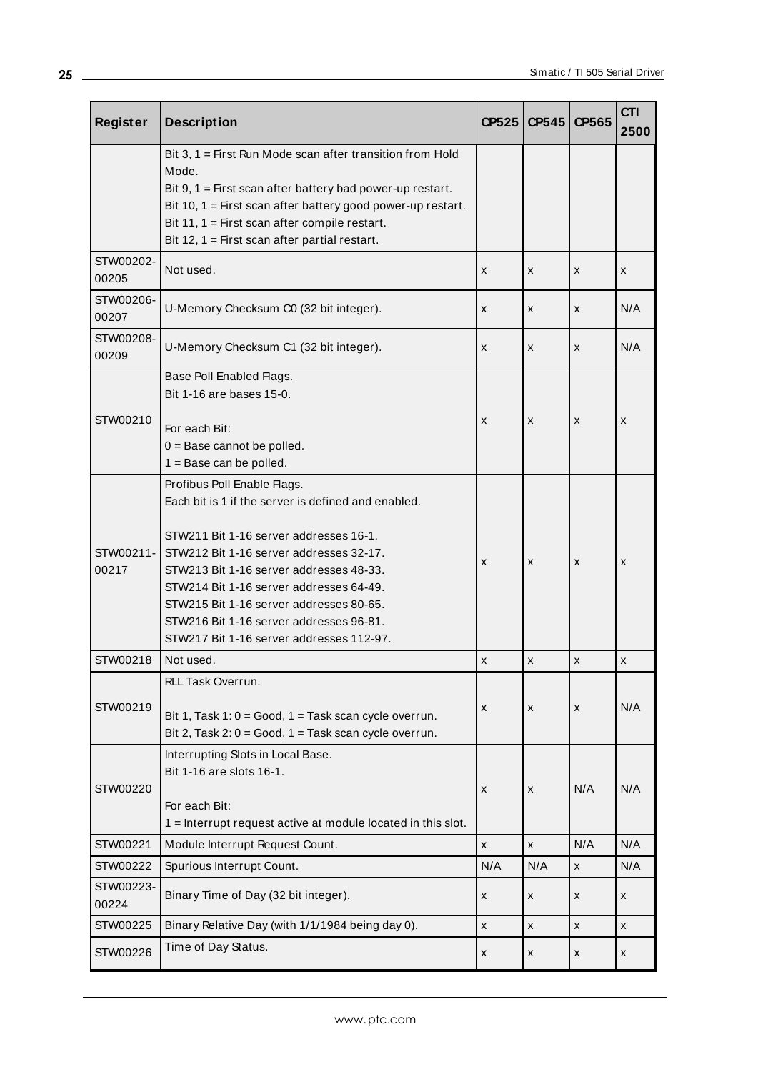| Register | Description | CP525 | CP545 | CP565 | CTI 2500 |
|---|---|---|---|---|---|
| | Bit 3, 1 = First Run Mode scan after transition from Hold Mode.<br>Bit 9, 1 = First scan after battery bad power-up restart.<br>Bit 10, 1 = First scan after battery good power-up restart.<br>Bit 11, 1 = First scan after compile restart.<br>Bit 12, 1 = First scan after partial restart. | | | | |
| STW00202-00205 | Not used. | x | x | x | x |
| STW00206-00207 | U-Memory Checksum C0 (32 bit integer). | x | x | x | N/A |
| STW00208-00209 | U-Memory Checksum C1 (32 bit integer). | x | x | x | N/A |
| STW00210 | Base Poll Enabled Flags.<br>Bit 1-16 are bases 15-0.<br><br>For each Bit:<br>0 = Base cannot be polled.<br>1 = Base can be polled. | x | x | x | x |
| STW00211-00217 | Profibus Poll Enable Flags.<br>Each bit is 1 if the server is defined and enabled.<br><br>STW211 Bit 1-16 server addresses 16-1.<br>STW212 Bit 1-16 server addresses 32-17.<br>STW213 Bit 1-16 server addresses 48-33.<br>STW214 Bit 1-16 server addresses 64-49.<br>STW215 Bit 1-16 server addresses 80-65.<br>STW216 Bit 1-16 server addresses 96-81.<br>STW217 Bit 1-16 server addresses 112-97. | x | x | x | x |
| STW00218 | Not used. | x | x | x | x |
| STW00219 | RLL Task Overrun.<br><br>Bit 1, Task 1: 0 = Good, 1 = Task scan cycle overrun.<br>Bit 2, Task 2: 0 = Good, 1 = Task scan cycle overrun. | x | x | x | N/A |
| STW00220 | Interrupting Slots in Local Base.<br>Bit 1-16 are slots 16-1.<br><br>For each Bit:<br>1 = Interrupt request active at module located in this slot. | x | x | N/A | N/A |
| STW00221 | Module Interrupt Request Count. | x | x | N/A | N/A |
| STW00222 | Spurious Interrupt Count. | N/A | N/A | x | N/A |
| STW00223-00224 | Binary Time of Day (32 bit integer). | x | x | x | x |
| STW00225 | Binary Relative Day (with 1/1/1984 being day 0). | x | x | x | x |
| STW00226 | Time of Day Status. | x | x | x | x |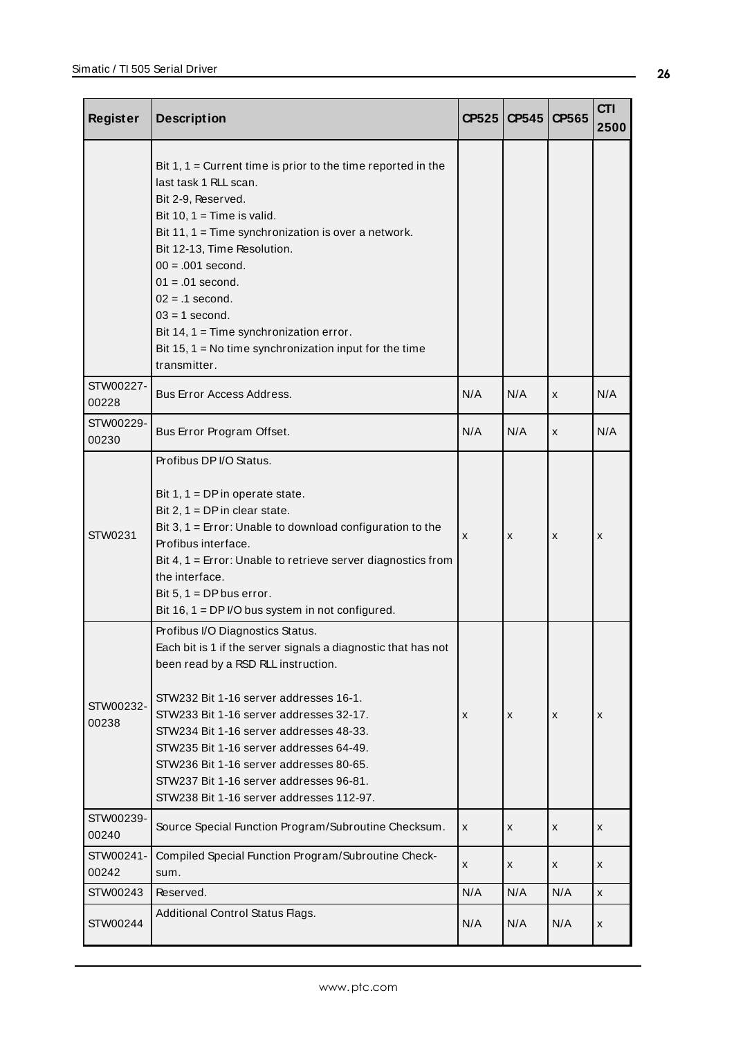| Register | Description | CP525 | CP545 | CP565 | CTI 2500 |
|---|---|---|---|---|---|
| | Bit 1, 1 = Current time is prior to the time reported in the last task 1 RLL scan.<br>Bit 2-9, Reserved.<br>Bit 10, 1 = Time is valid.<br>Bit 11, 1 = Time synchronization is over a network.<br>Bit 12-13, Time Resolution.<br>00 = .001 second.<br>01 = .01 second.<br>02 = .1 second.<br>03 = 1 second.<br>Bit 14, 1 = Time synchronization error.<br>Bit 15, 1 = No time synchronization input for the time transmitter. | | | | |
| STW00227-00228 | Bus Error Access Address. | N/A | N/A | x | N/A |
| STW00229-00230 | Bus Error Program Offset. | N/A | N/A | x | N/A |
| STW0231 | Profibus DP I/O Status.<br><br>Bit 1, 1 = DP in operate state.<br>Bit 2, 1 = DP in clear state.<br>Bit 3, 1 = Error: Unable to download configuration to the Profibus interface.<br>Bit 4, 1 = Error: Unable to retrieve server diagnostics from the interface.<br>Bit 5, 1 = DP bus error.<br>Bit 16, 1 = DP I/O bus system in not configured. | x | x | x | x |
| STW00232-00238 | Profibus I/O Diagnostics Status.<br>Each bit is 1 if the server signals a diagnostic that has not been read by a RSD RLL instruction.<br><br>STW232 Bit 1-16 server addresses 16-1.<br>STW233 Bit 1-16 server addresses 32-17.<br>STW234 Bit 1-16 server addresses 48-33.<br>STW235 Bit 1-16 server addresses 64-49.<br>STW236 Bit 1-16 server addresses 80-65.<br>STW237 Bit 1-16 server addresses 96-81.<br>STW238 Bit 1-16 server addresses 112-97. | x | x | x | x |
| STW00239-00240 | Source Special Function Program/Subroutine Checksum. | x | x | x | x |
| STW00241-00242 | Compiled Special Function Program/Subroutine Check-sum. | x | x | x | x |
| STW00243 | Reserved. | N/A | N/A | N/A | x |
| STW00244 | Additional Control Status Flags. | N/A | N/A | N/A | x |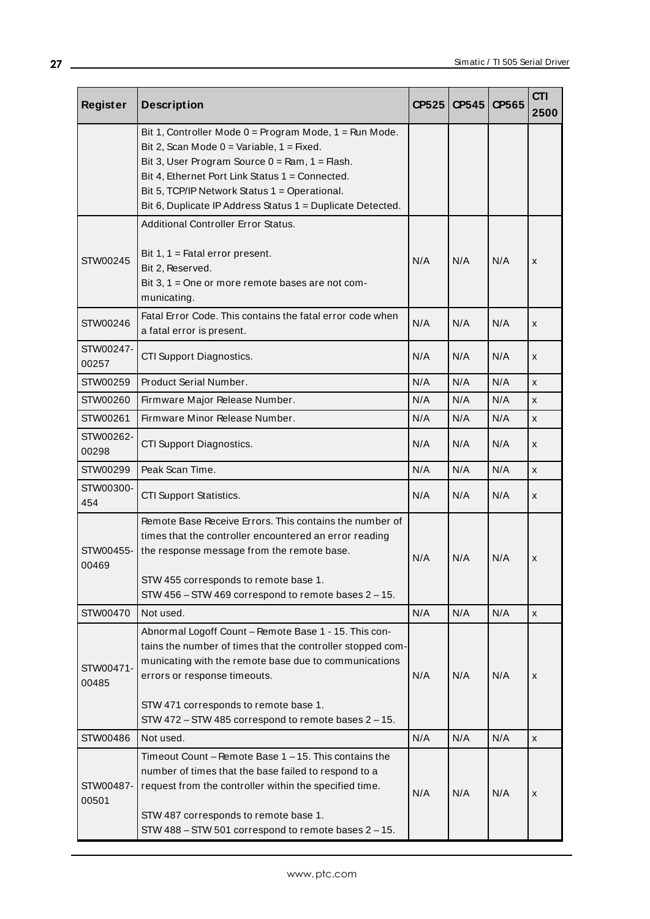| Register | Description | CP525 | CP545 | CP565 | CTI 2500 |
| --- | --- | --- | --- | --- | --- |
| | Bit 1, Controller Mode 0 = Program Mode, 1 = Run Mode.<br>Bit 2, Scan Mode 0 = Variable, 1 = Fixed.<br>Bit 3, User Program Source 0 = Ram, 1 = Flash.<br>Bit 4, Ethernet Port Link Status 1 = Connected.<br>Bit 5, TCP/IP Network Status 1 = Operational.<br>Bit 6, Duplicate IP Address Status 1 = Duplicate Detected. | | | | |
| STW00245 | Additional Controller Error Status.<br><br>Bit 1, 1 = Fatal error present.<br>Bit 2, Reserved.<br>Bit 3, 1 = One or more remote bases are not communicating. | N/A | N/A | N/A | x |
| STW00246 | Fatal Error Code. This contains the fatal error code when a fatal error is present. | N/A | N/A | N/A | x |
| STW00247-00257 | CTI Support Diagnostics. | N/A | N/A | N/A | x |
| STW00259 | Product Serial Number. | N/A | N/A | N/A | x |
| STW00260 | Firmware Major Release Number. | N/A | N/A | N/A | x |
| STW00261 | Firmware Minor Release Number. | N/A | N/A | N/A | x |
| STW00262-00298 | CTI Support Diagnostics. | N/A | N/A | N/A | x |
| STW00299 | Peak Scan Time. | N/A | N/A | N/A | x |
| STW00300-454 | CTI Support Statistics. | N/A | N/A | N/A | x |
| STW00455-00469 | Remote Base Receive Errors. This contains the number of times that the controller encountered an error reading the response message from the remote base.<br><br>STW 455 corresponds to remote base 1.<br>STW 456 – STW 469 correspond to remote bases 2 – 15. | N/A | N/A | N/A | x |
| STW00470 | Not used. | N/A | N/A | N/A | x |
| STW00471-00485 | Abnormal Logoff Count – Remote Base 1 - 15. This contains the number of times that the controller stopped communicating with the remote base due to communications errors or response timeouts.<br><br>STW 471 corresponds to remote base 1.<br>STW 472 – STW 485 correspond to remote bases 2 – 15. | N/A | N/A | N/A | x |
| STW00486 | Not used. | N/A | N/A | N/A | x |
| STW00487-00501 | Timeout Count – Remote Base 1 – 15. This contains the number of times that the base failed to respond to a request from the controller within the specified time.<br><br>STW 487 corresponds to remote base 1.<br>STW 488 – STW 501 correspond to remote bases 2 – 15. | N/A | N/A | N/A | x |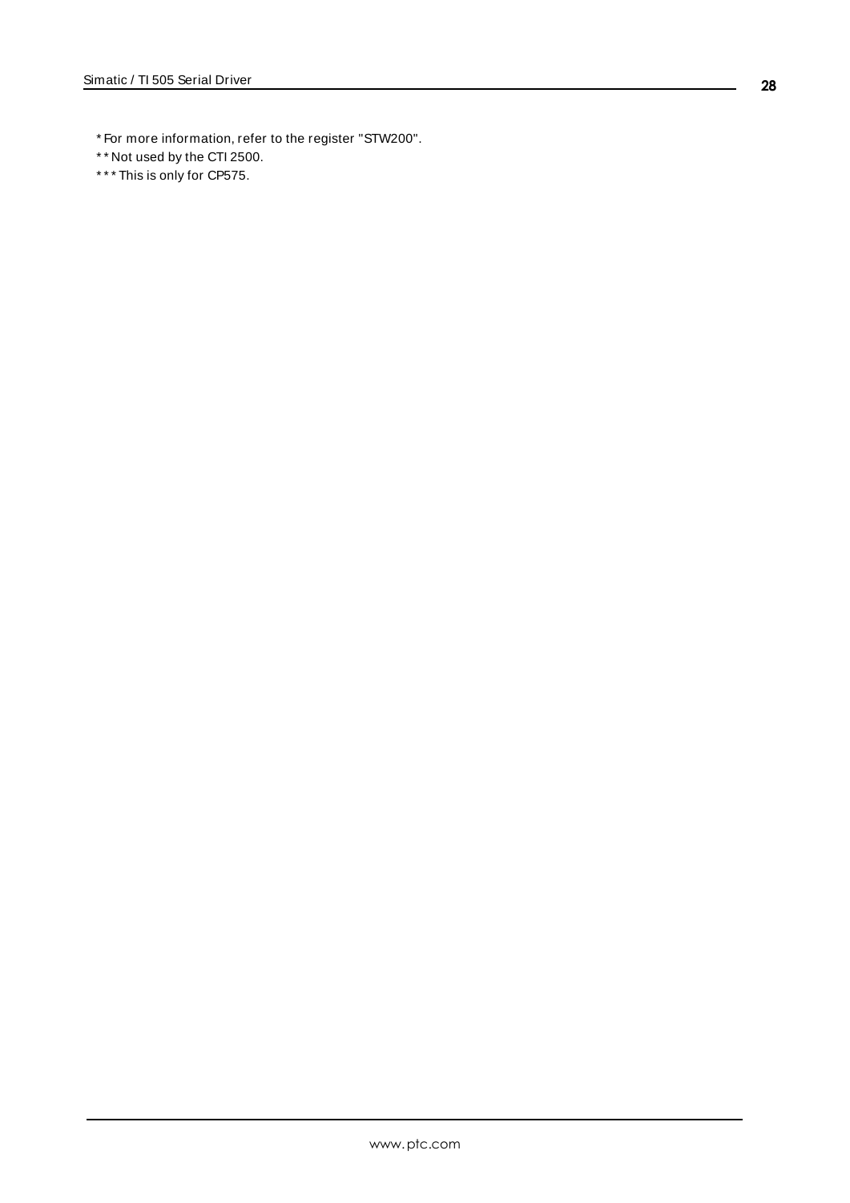* For more information, refer to the register "STW200".

** Not used by the CTI 2500.

*** This is only for CP575.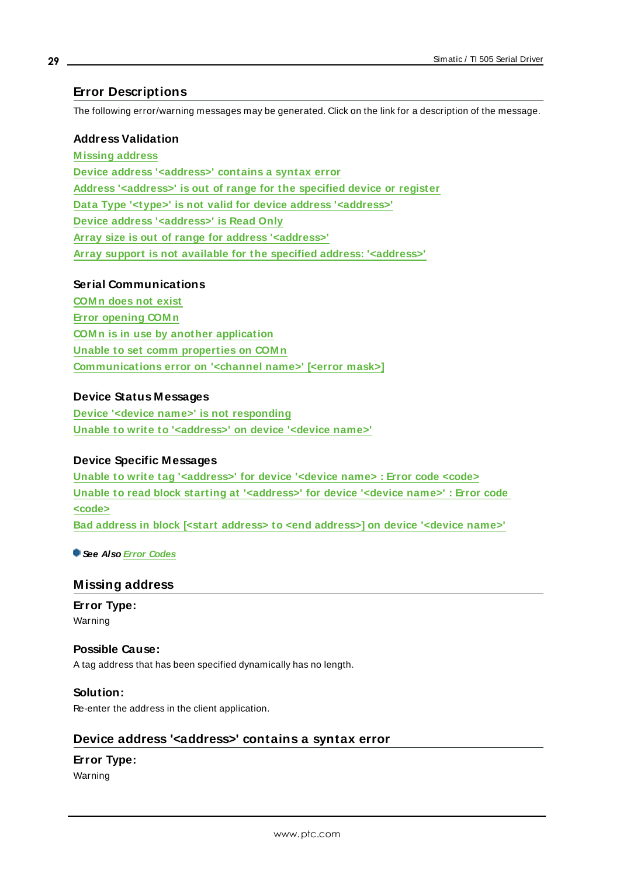## Error Descriptions

The following error/warning messages may be generated. Click on the link for a description of the message.

### Address Validation

Missing address
Device address '<address>' contains a syntax error
Address '<address>' is out of range for the specified device or register
Data Type '<type>' is not valid for device address '<address>'
Device address '<address>' is Read Only
Array size is out of range for address '<address>'
Array support is not available for the specified address: '<address>'

### Serial Communications

COMn does not exist
Error opening COMn
COMn is in use by another application
Unable to set comm properties on COMn
Communications error on '<channel name>' [<error mask>]

### Device Status Messages

Device '<device name>' is not responding
Unable to write to '<address>' on device '<device name>'

### Device Specific Messages

Unable to write tag '<address>' for device '<device name> : Error code <code>
Unable to read block starting at '<address>' for device '<device name>' : Error code <code>
Bad address in block [<start address> to <end address>] on device '<device name>'

***See Also*** *Error Codes*

## Missing address

### Error Type:

Warning

### Possible Cause:

A tag address that has been specified dynamically has no length.

### Solution:

Re-enter the address in the client application.

## Device address '<address>' contains a syntax error

### Error Type:

Warning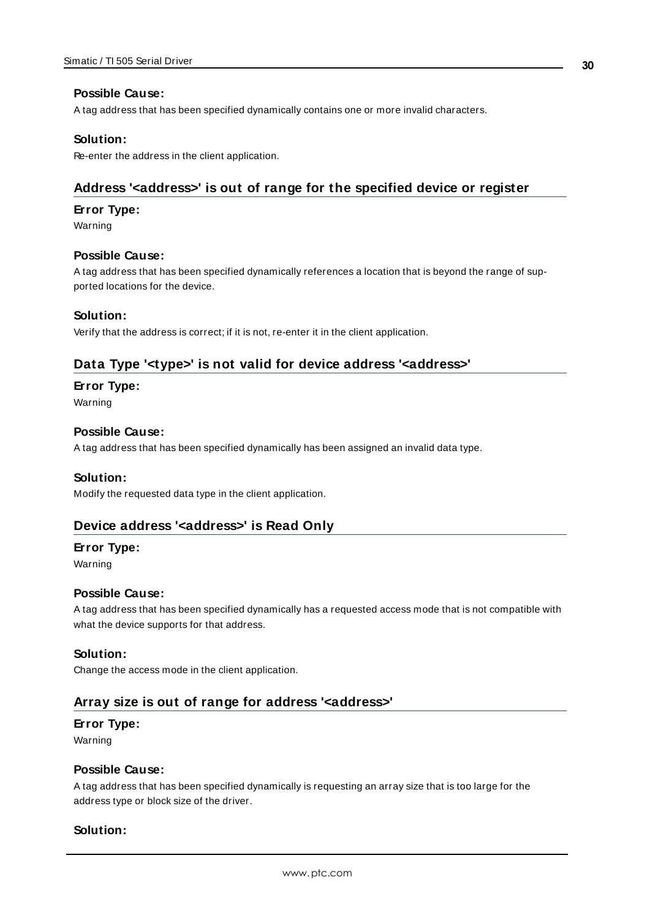#### **Possible Cause:**

A tag address that has been specified dynamically contains one or more invalid characters.

#### **Solution:**

Re-enter the address in the client application.

### **Address '<address>' is out of range for the specified device or register**

#### **Error Type:**

Warning

#### **Possible Cause:**

A tag address that has been specified dynamically references a location that is beyond the range of supported locations for the device.

#### **Solution:**

Verify that the address is correct; if it is not, re-enter it in the client application.

### **Data Type '<type>' is not valid for device address '<address>'**

#### **Error Type:**

Warning

#### **Possible Cause:**

A tag address that has been specified dynamically has been assigned an invalid data type.

#### **Solution:**

Modify the requested data type in the client application.

### **Device address '<address>' is Read Only**

#### **Error Type:**

Warning

#### **Possible Cause:**

A tag address that has been specified dynamically has a requested access mode that is not compatible with what the device supports for that address.

#### **Solution:**

Change the access mode in the client application.

### **Array size is out of range for address '<address>'**

#### **Error Type:**

Warning

#### **Possible Cause:**

A tag address that has been specified dynamically is requesting an array size that is too large for the address type or block size of the driver.

#### **Solution:**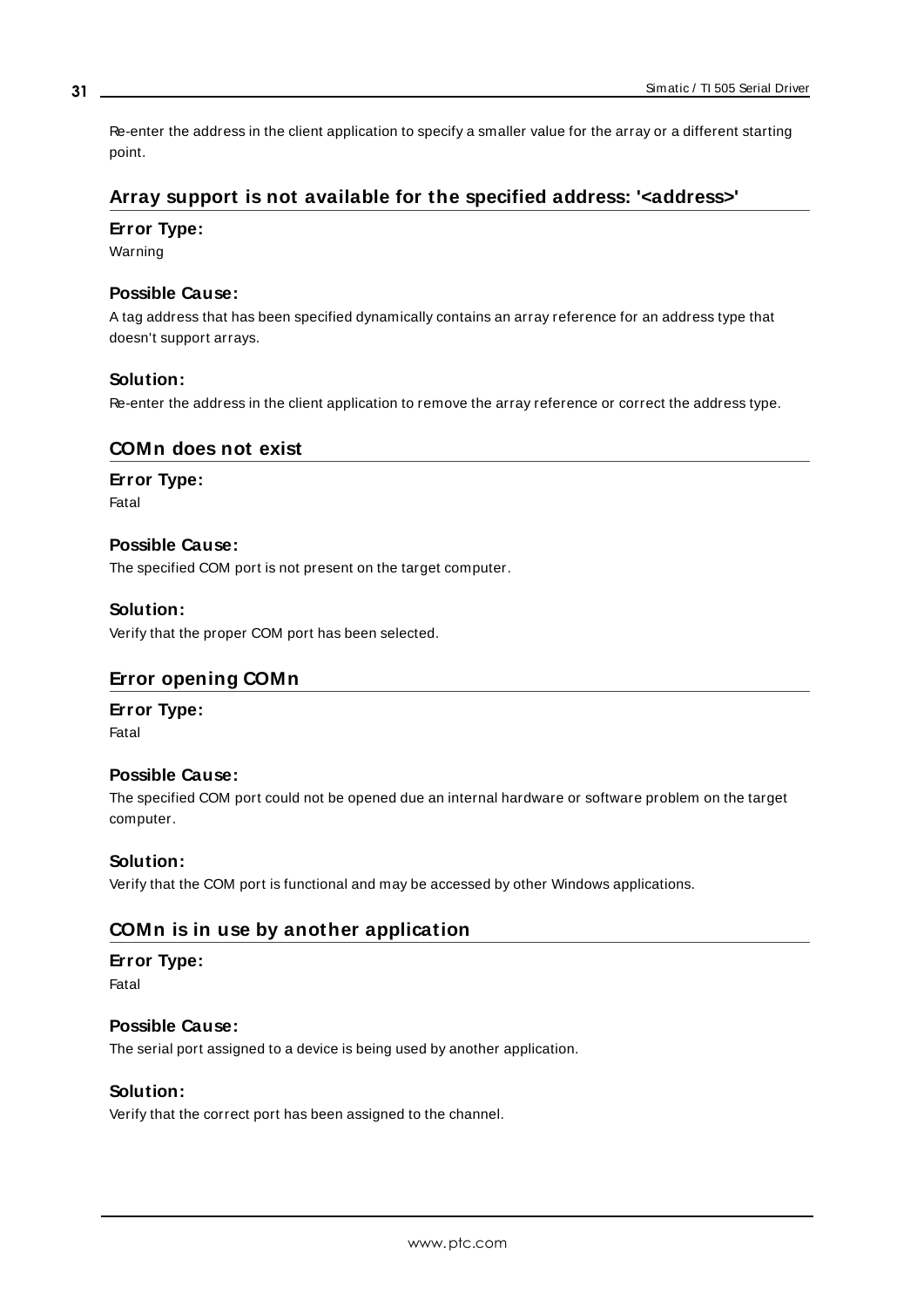Re-enter the address in the client application to specify a smaller value for the array or a different starting point.

## Array support is not available for the specified address: '<address>'

**Error Type:**

Warning

**Possible Cause:**

A tag address that has been specified dynamically contains an array reference for an address type that doesn't support arrays.

**Solution:**

Re-enter the address in the client application to remove the array reference or correct the address type.

## COMn does not exist

**Error Type:**

Fatal

**Possible Cause:**

The specified COM port is not present on the target computer.

**Solution:**

Verify that the proper COM port has been selected.

## Error opening COMn

**Error Type:**

Fatal

**Possible Cause:**

The specified COM port could not be opened due an internal hardware or software problem on the target computer.

**Solution:**

Verify that the COM port is functional and may be accessed by other Windows applications.

## COMn is in use by another application

**Error Type:**

Fatal

**Possible Cause:**

The serial port assigned to a device is being used by another application.

**Solution:**

Verify that the correct port has been assigned to the channel.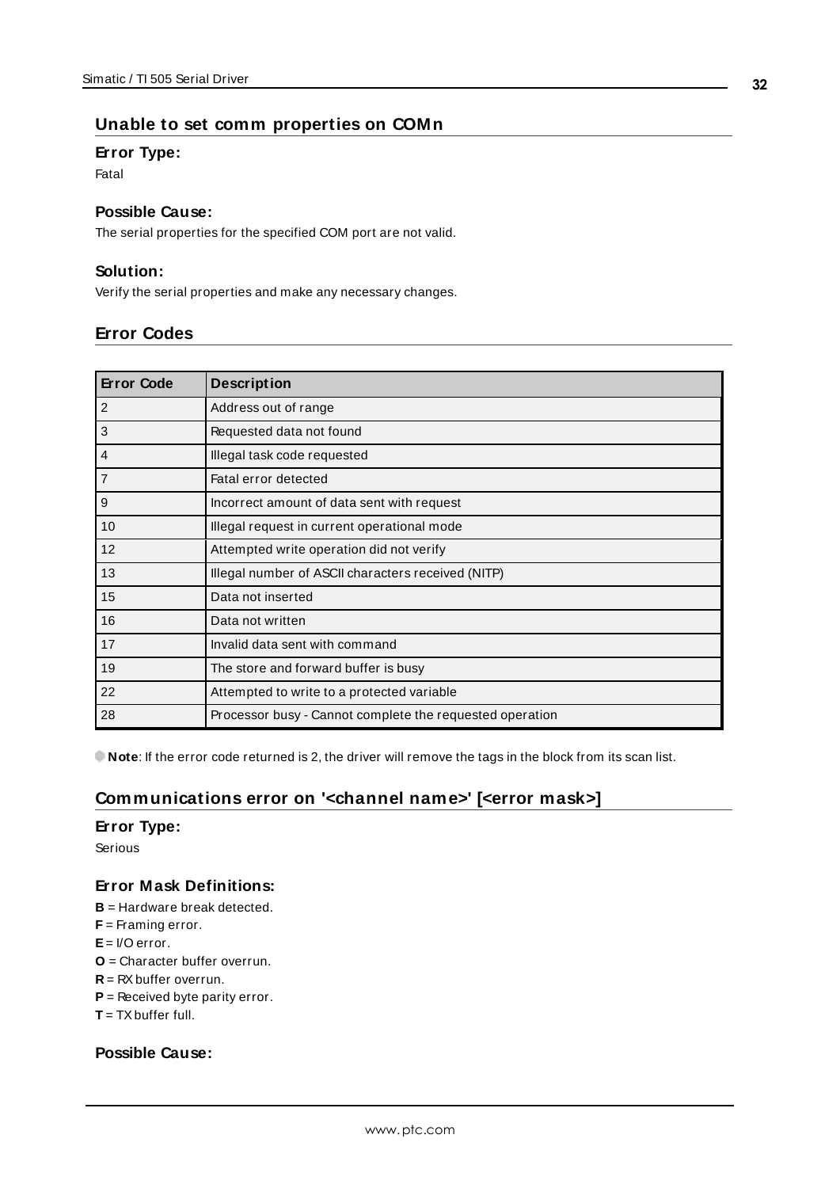## Unable to set comm properties on COMn

### Error Type:

Fatal

### Possible Cause:

The serial properties for the specified COM port are not valid.

### Solution:

Verify the serial properties and make any necessary changes.

## Error Codes

| Error Code | Description |
| --- | --- |
| 2 | Address out of range |
| 3 | Requested data not found |
| 4 | Illegal task code requested |
| 7 | Fatal error detected |
| 9 | Incorrect amount of data sent with request |
| 10 | Illegal request in current operational mode |
| 12 | Attempted write operation did not verify |
| 13 | Illegal number of ASCII characters received (NITP) |
| 15 | Data not inserted |
| 16 | Data not written |
| 17 | Invalid data sent with command |
| 19 | The store and forward buffer is busy |
| 22 | Attempted to write to a protected variable |
| 28 | Processor busy - Cannot complete the requested operation |

**Note**: If the error code returned is 2, the driver will remove the tags in the block from its scan list.

## Communications error on '<channel name>' [<error mask>]

### Error Type:

Serious

### Error Mask Definitions:

**B** = Hardware break detected.
**F** = Framing error.
**E** = I/O error.
**O** = Character buffer overrun.
**R** = RX buffer overrun.
**P** = Received byte parity error.
**T** = TX buffer full.

### Possible Cause: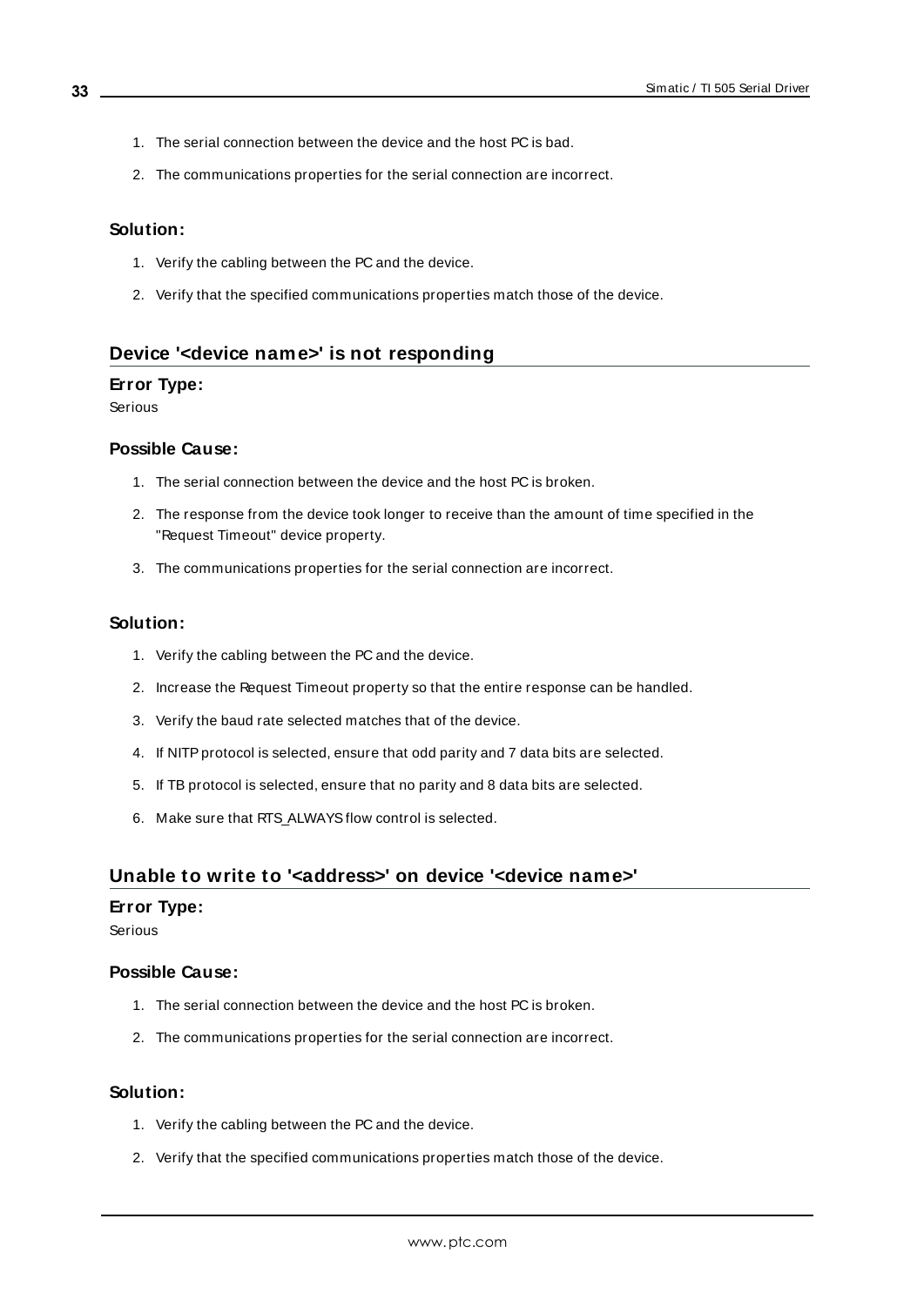1. The serial connection between the device and the host PC is bad.
2. The communications properties for the serial connection are incorrect.

#### Solution:

1. Verify the cabling between the PC and the device.
2. Verify that the specified communications properties match those of the device.

### Device '<device name>' is not responding

#### Error Type:

Serious

#### Possible Cause:

1. The serial connection between the device and the host PC is broken.
2. The response from the device took longer to receive than the amount of time specified in the "Request Timeout" device property.
3. The communications properties for the serial connection are incorrect.

#### Solution:

1. Verify the cabling between the PC and the device.
2. Increase the Request Timeout property so that the entire response can be handled.
3. Verify the baud rate selected matches that of the device.
4. If NITP protocol is selected, ensure that odd parity and 7 data bits are selected.
5. If TB protocol is selected, ensure that no parity and 8 data bits are selected.
6. Make sure that RTS_ALWAYS flow control is selected.

### Unable to write to '<address>' on device '<device name>'

#### Error Type:

Serious

#### Possible Cause:

1. The serial connection between the device and the host PC is broken.
2. The communications properties for the serial connection are incorrect.

#### Solution:

1. Verify the cabling between the PC and the device.
2. Verify that the specified communications properties match those of the device.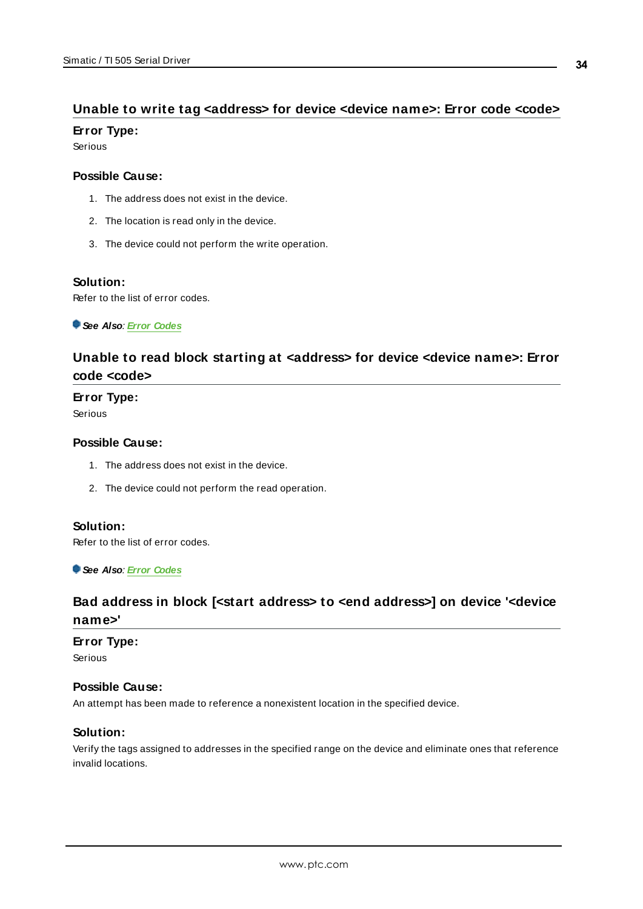## Unable to write tag <address> for device <device name>: Error code <code>

**Error Type:**
Serious

**Possible Cause:**

1. The address does not exist in the device.
2. The location is read only in the device.
3. The device could not perform the write operation.

**Solution:**
Refer to the list of error codes.

***See Also**: Error Codes*

## Unable to read block starting at <address> for device <device name>: Error code <code>

**Error Type:**
Serious

**Possible Cause:**

1. The address does not exist in the device.
2. The device could not perform the read operation.

**Solution:**
Refer to the list of error codes.

***See Also**: Error Codes*

## Bad address in block [<start address> to <end address>] on device '<device name>'

**Error Type:**
Serious

**Possible Cause:**
An attempt has been made to reference a nonexistent location in the specified device.

**Solution:**
Verify the tags assigned to addresses in the specified range on the device and eliminate ones that reference invalid locations.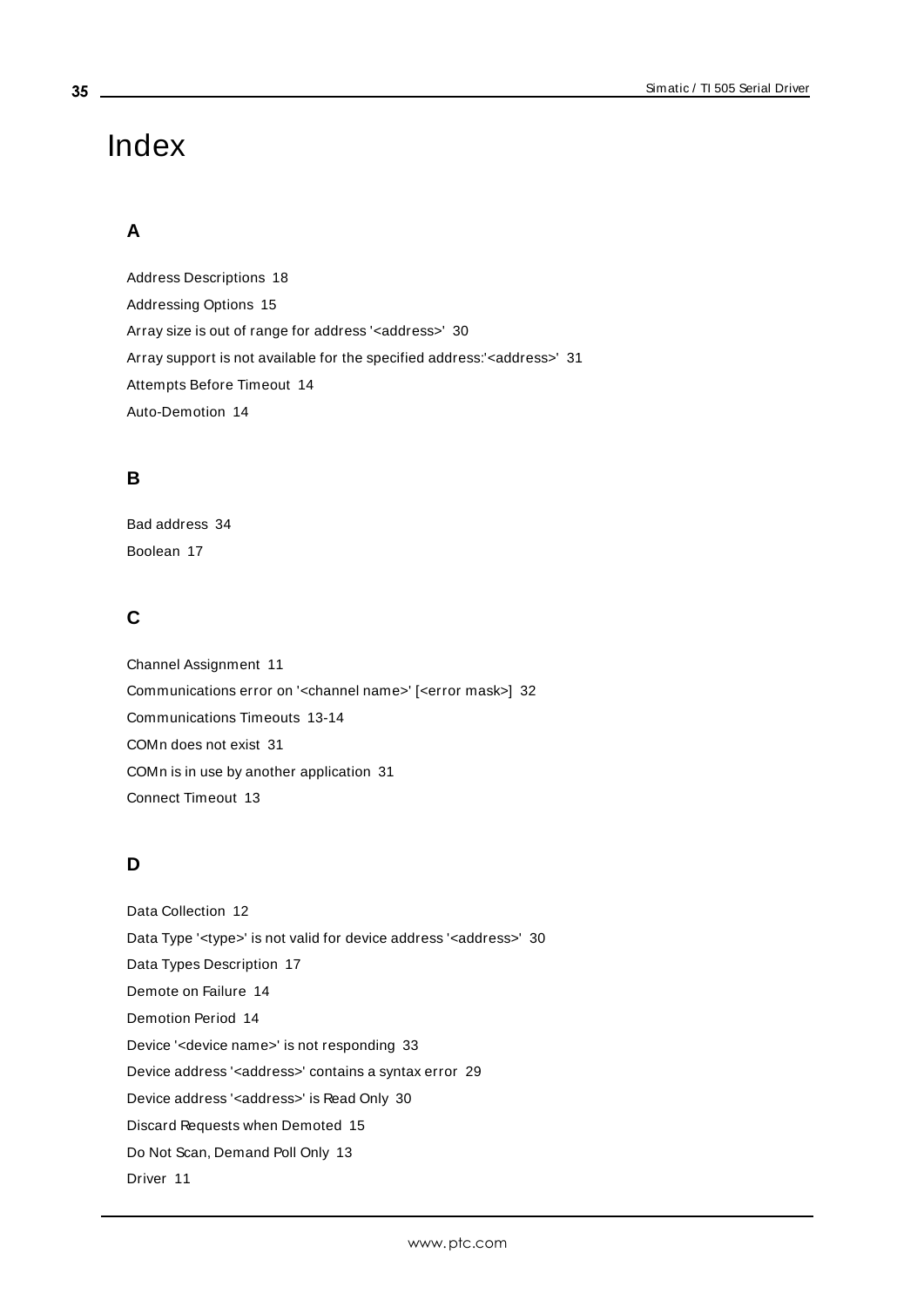# Index

## A

Address Descriptions 18

Addressing Options 15

Array size is out of range for address '<address>' 30

Array support is not available for the specified address:'<address>' 31

Attempts Before Timeout 14

Auto-Demotion 14

## B

Bad address 34

Boolean 17

## C

Channel Assignment 11

Communications error on '<channel name>' [<error mask>] 32

Communications Timeouts 13-14

COMn does not exist 31

COMn is in use by another application 31

Connect Timeout 13

## D

Data Collection 12

Data Type '<type>' is not valid for device address '<address>' 30

Data Types Description 17

Demote on Failure 14

Demotion Period 14

Device '<device name>' is not responding 33

Device address '<address>' contains a syntax error 29

Device address '<address>' is Read Only 30

Discard Requests when Demoted 15

Do Not Scan, Demand Poll Only 13

Driver 11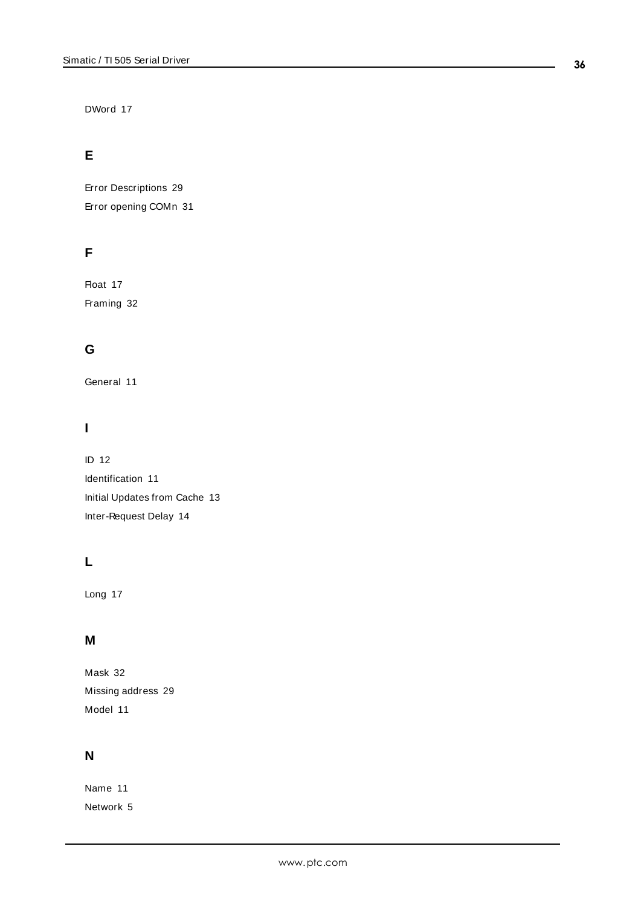DWord 17

## E

Error Descriptions 29

Error opening COMn 31

## F

Float 17

Framing 32

## G

General 11

## I

ID 12

Identification 11

Initial Updates from Cache 13

Inter-Request Delay 14

## L

Long 17

## M

Mask 32

Missing address 29

Model 11

## N

Name 11

Network 5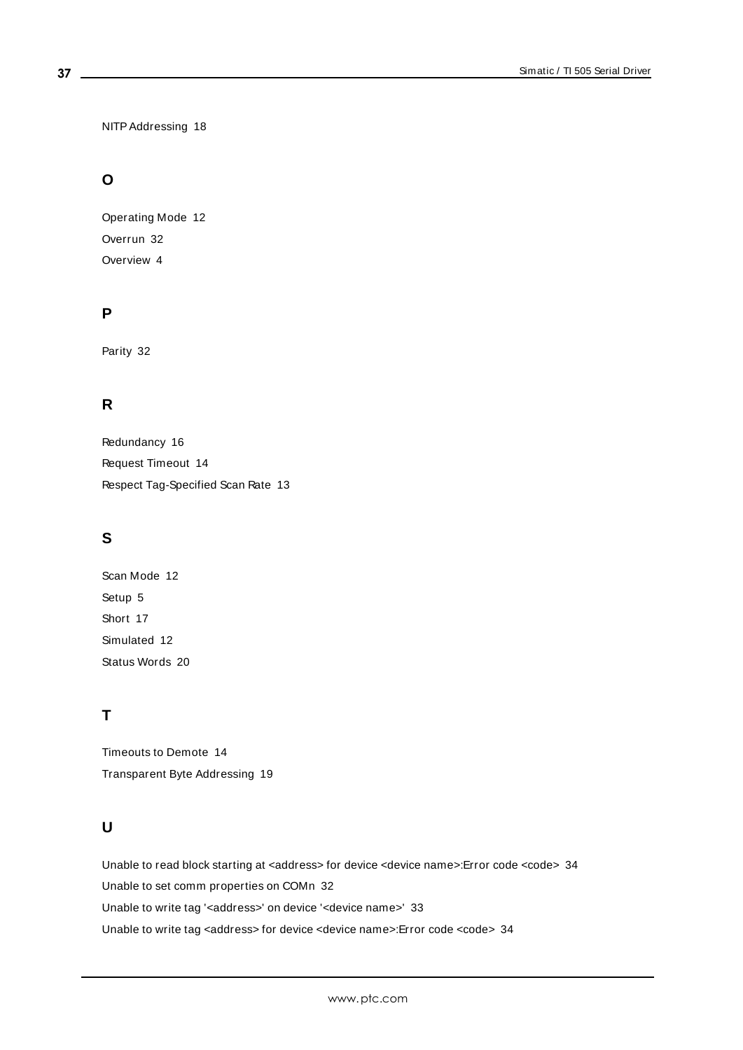NITP Addressing 18

## O

Operating Mode 12

Overrun 32

Overview 4

## P

Parity 32

## R

Redundancy 16

Request Timeout 14

Respect Tag-Specified Scan Rate 13

## S

Scan Mode 12

Setup 5

Short 17

Simulated 12

Status Words 20

## T

Timeouts to Demote 14

Transparent Byte Addressing 19

## U

Unable to read block starting at <address> for device <device name>:Error code <code> 34

Unable to set comm properties on COMn 32

Unable to write tag '<address>' on device '<device name>' 33

Unable to write tag <address> for device <device name>:Error code <code> 34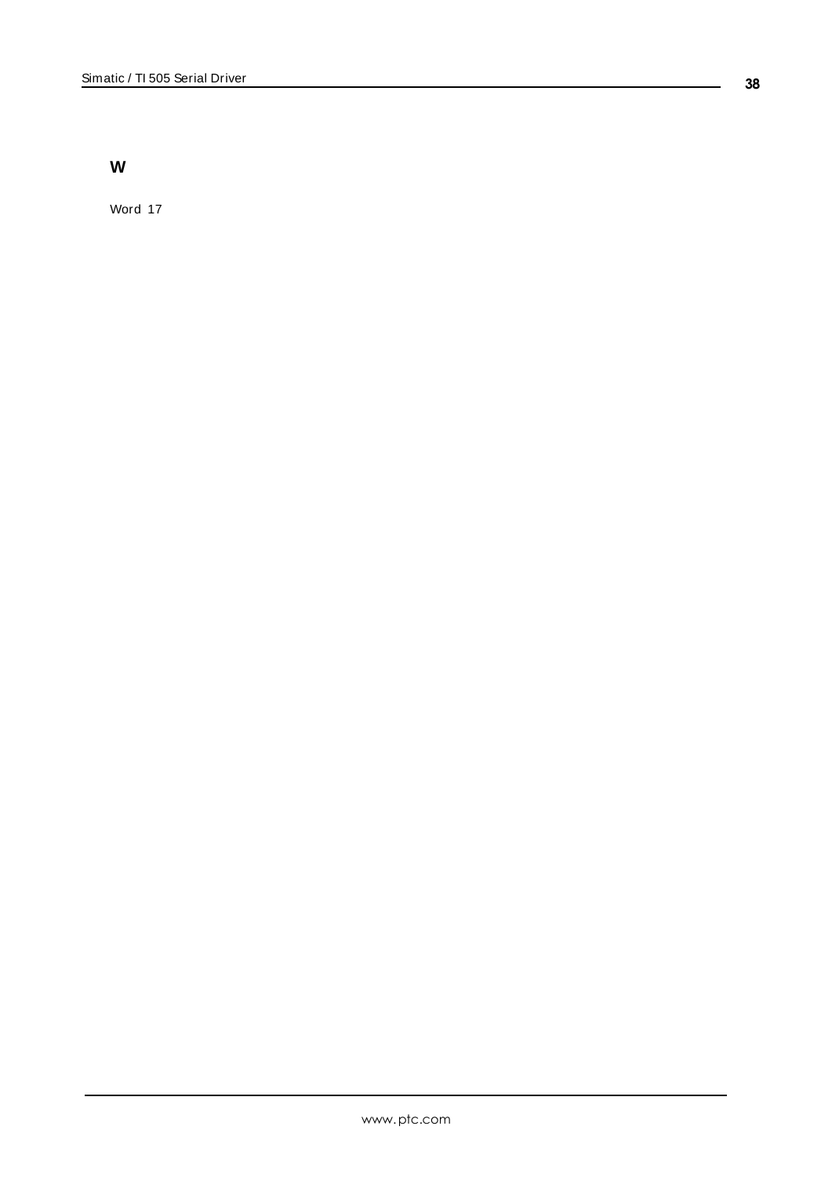### W

Word 17